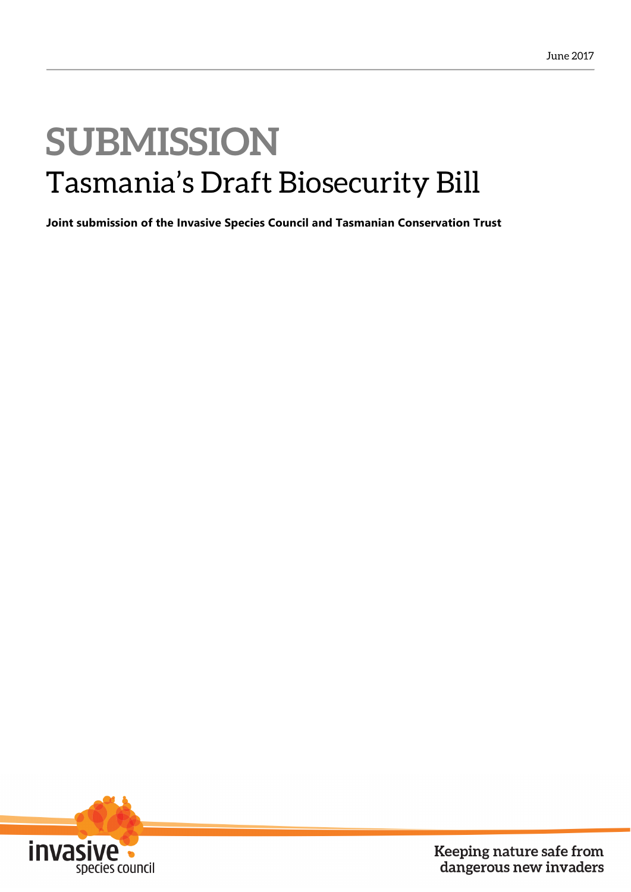June 2017

# SUBMISSION

## Tasmania's Draft Biosecurity Bill

**Joint submission of the Invasive Species Council and Tasmanian Conservation Trust**

invasive species council

Keeping nature safe from dangerous new invaders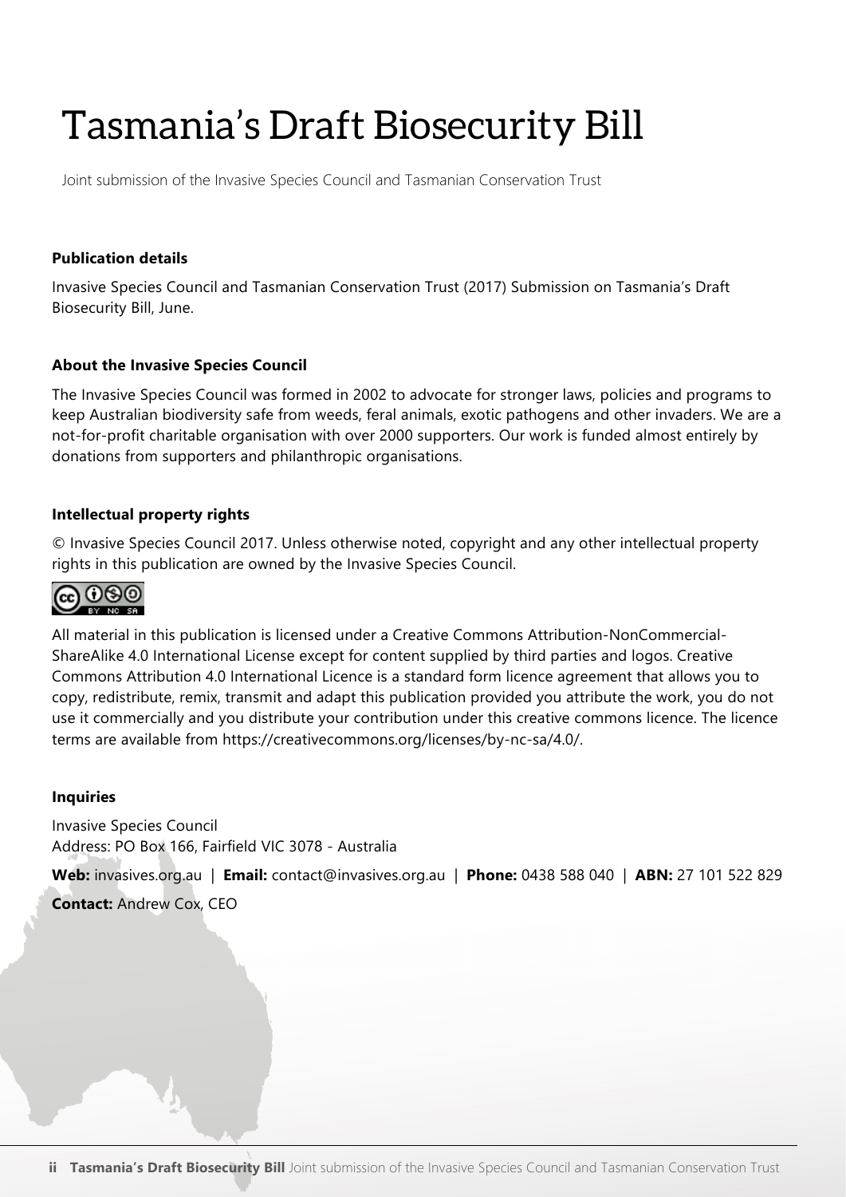# Tasmania's Draft Biosecurity Bill

Joint submission of the Invasive Species Council and Tasmanian Conservation Trust

**Publication details**

Invasive Species Council and Tasmanian Conservation Trust (2017) Submission on Tasmania's Draft Biosecurity Bill, June.

**About the Invasive Species Council**

The Invasive Species Council was formed in 2002 to advocate for stronger laws, policies and programs to keep Australian biodiversity safe from weeds, feral animals, exotic pathogens and other invaders. We are a not-for-profit charitable organisation with over 2000 supporters. Our work is funded almost entirely by donations from supporters and philanthropic organisations.

**Intellectual property rights**

© Invasive Species Council 2017. Unless otherwise noted, copyright and any other intellectual property rights in this publication are owned by the Invasive Species Council.

All material in this publication is licensed under a Creative Commons Attribution-NonCommercial-ShareAlike 4.0 International License except for content supplied by third parties and logos. Creative Commons Attribution 4.0 International Licence is a standard form licence agreement that allows you to copy, redistribute, remix, transmit and adapt this publication provided you attribute the work, you do not use it commercially and you distribute your contribution under this creative commons licence. The licence terms are available from https://creativecommons.org/licenses/by-nc-sa/4.0/.

**Inquiries**

Invasive Species Council
Address: PO Box 166, Fairfield VIC 3078 - Australia

**Web:** invasives.org.au | **Email:** contact@invasives.org.au | **Phone:** 0438 588 040 | **ABN:** 27 101 522 829

**Contact:** Andrew Cox, CEO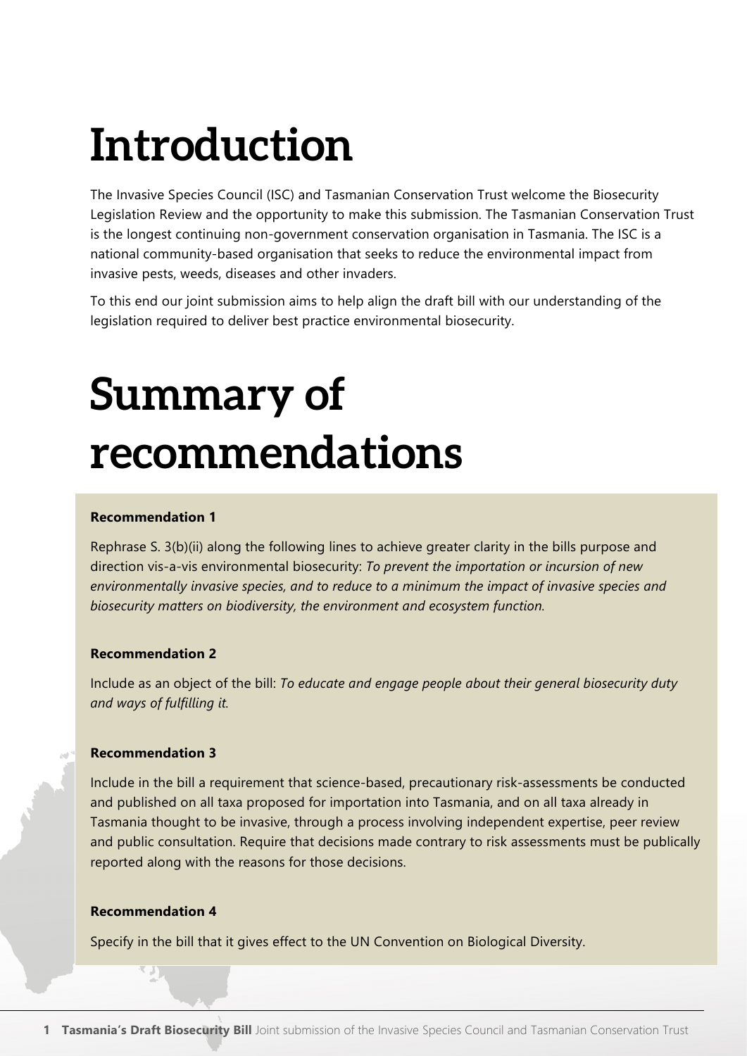# Introduction

The Invasive Species Council (ISC) and Tasmanian Conservation Trust welcome the Biosecurity Legislation Review and the opportunity to make this submission. The Tasmanian Conservation Trust is the longest continuing non-government conservation organisation in Tasmania. The ISC is a national community-based organisation that seeks to reduce the environmental impact from invasive pests, weeds, diseases and other invaders.

To this end our joint submission aims to help align the draft bill with our understanding of the legislation required to deliver best practice environmental biosecurity.

# Summary of recommendations

**Recommendation 1**

Rephrase S. 3(b)(ii) along the following lines to achieve greater clarity in the bills purpose and direction vis-a-vis environmental biosecurity: *To prevent the importation or incursion of new environmentally invasive species, and to reduce to a minimum the impact of invasive species and biosecurity matters on biodiversity, the environment and ecosystem function.*

**Recommendation 2**

Include as an object of the bill: *To educate and engage people about their general biosecurity duty and ways of fulfilling it.*

**Recommendation 3**

Include in the bill a requirement that science-based, precautionary risk-assessments be conducted and published on all taxa proposed for importation into Tasmania, and on all taxa already in Tasmania thought to be invasive, through a process involving independent expertise, peer review and public consultation. Require that decisions made contrary to risk assessments must be publically reported along with the reasons for those decisions.

**Recommendation 4**

Specify in the bill that it gives effect to the UN Convention on Biological Diversity.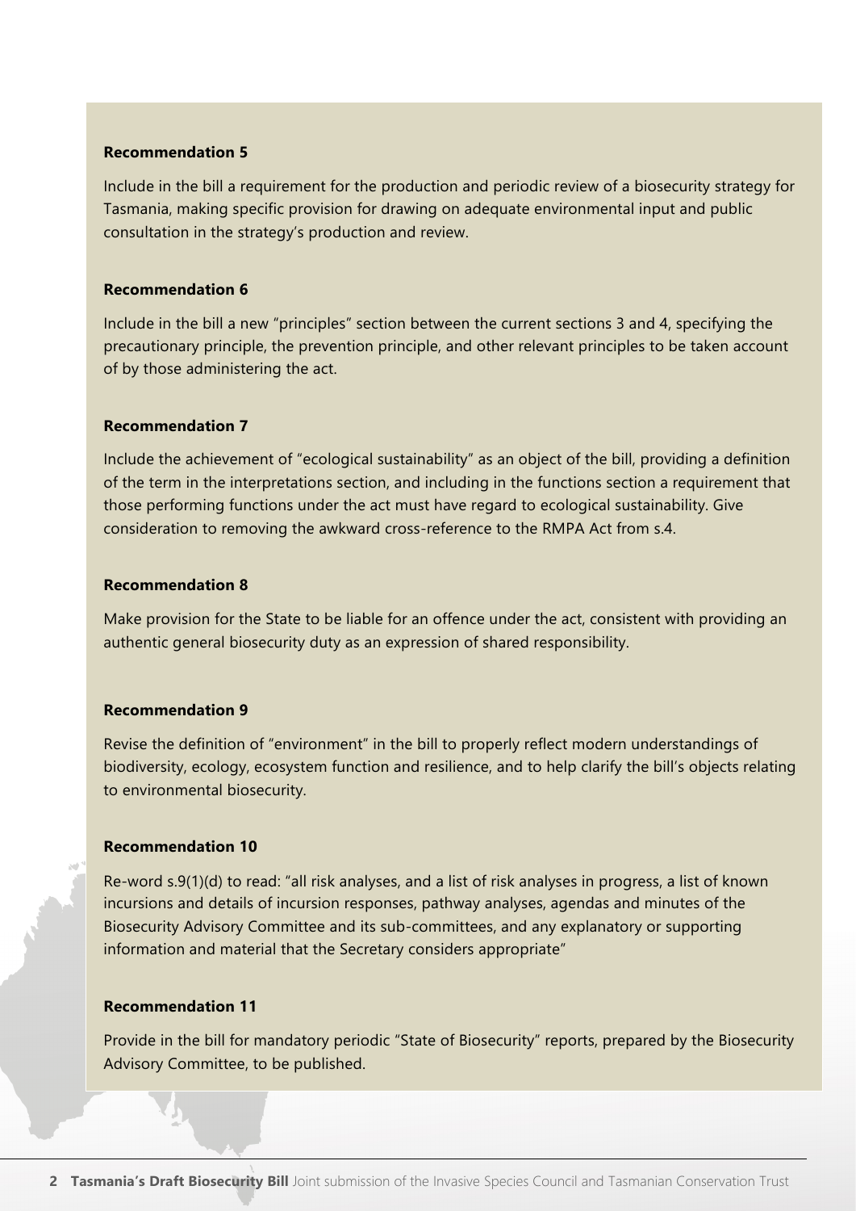**Recommendation 5**

Include in the bill a requirement for the production and periodic review of a biosecurity strategy for Tasmania, making specific provision for drawing on adequate environmental input and public consultation in the strategy's production and review.

**Recommendation 6**

Include in the bill a new "principles" section between the current sections 3 and 4, specifying the precautionary principle, the prevention principle, and other relevant principles to be taken account of by those administering the act.

**Recommendation 7**

Include the achievement of "ecological sustainability" as an object of the bill, providing a definition of the term in the interpretations section, and including in the functions section a requirement that those performing functions under the act must have regard to ecological sustainability. Give consideration to removing the awkward cross-reference to the RMPA Act from s.4.

**Recommendation 8**

Make provision for the State to be liable for an offence under the act, consistent with providing an authentic general biosecurity duty as an expression of shared responsibility.

**Recommendation 9**

Revise the definition of "environment" in the bill to properly reflect modern understandings of biodiversity, ecology, ecosystem function and resilience, and to help clarify the bill's objects relating to environmental biosecurity.

**Recommendation 10**

Re-word s.9(1)(d) to read: "all risk analyses, and a list of risk analyses in progress, a list of known incursions and details of incursion responses, pathway analyses, agendas and minutes of the Biosecurity Advisory Committee and its sub-committees, and any explanatory or supporting information and material that the Secretary considers appropriate"

**Recommendation 11**

Provide in the bill for mandatory periodic "State of Biosecurity" reports, prepared by the Biosecurity Advisory Committee, to be published.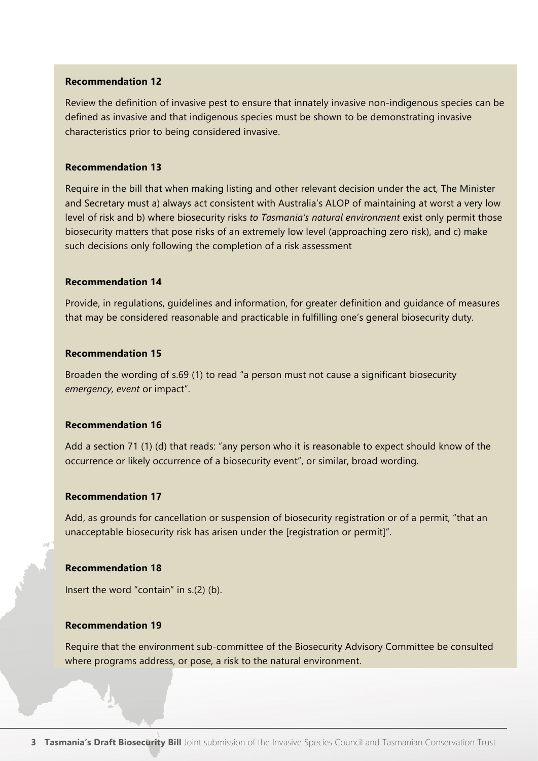**Recommendation 12**

Review the definition of invasive pest to ensure that innately invasive non-indigenous species can be defined as invasive and that indigenous species must be shown to be demonstrating invasive characteristics prior to being considered invasive.

**Recommendation 13**

Require in the bill that when making listing and other relevant decision under the act, The Minister and Secretary must a) always act consistent with Australia's ALOP of maintaining at worst a very low level of risk and b) where biosecurity risks *to Tasmania's natural environment* exist only permit those biosecurity matters that pose risks of an extremely low level (approaching zero risk), and c) make such decisions only following the completion of a risk assessment

**Recommendation 14**

Provide, in regulations, guidelines and information, for greater definition and guidance of measures that may be considered reasonable and practicable in fulfilling one's general biosecurity duty.

**Recommendation 15**

Broaden the wording of s.69 (1) to read "a person must not cause a significant biosecurity *emergency, event* or impact".

**Recommendation 16**

Add a section 71 (1) (d) that reads: "any person who it is reasonable to expect should know of the occurrence or likely occurrence of a biosecurity event", or similar, broad wording.

**Recommendation 17**

Add, as grounds for cancellation or suspension of biosecurity registration or of a permit, "that an unacceptable biosecurity risk has arisen under the [registration or permit]".

**Recommendation 18**

Insert the word "contain" in s.(2) (b).

**Recommendation 19**

Require that the environment sub-committee of the Biosecurity Advisory Committee be consulted where programs address, or pose, a risk to the natural environment.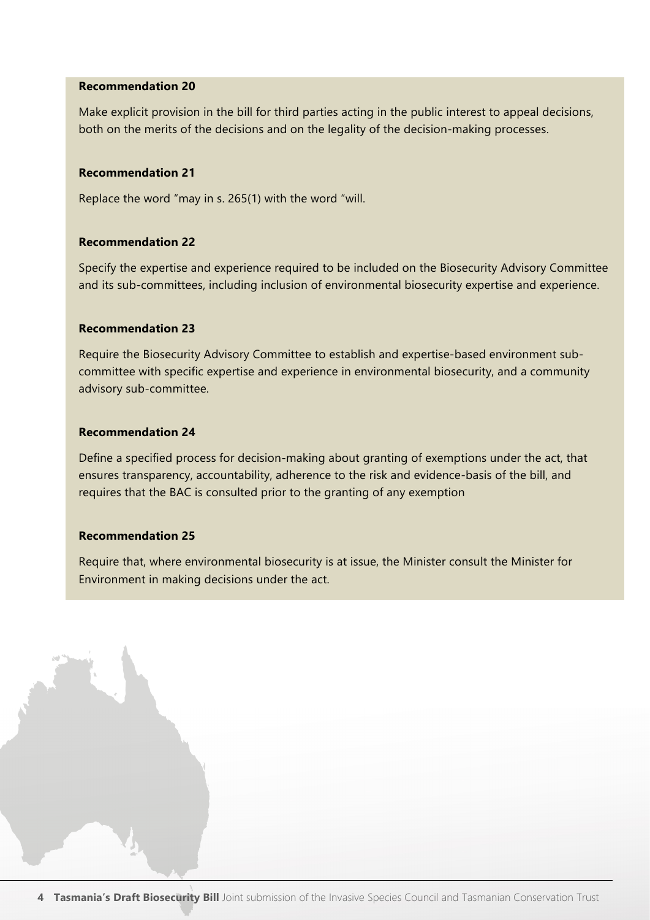**Recommendation 20**

Make explicit provision in the bill for third parties acting in the public interest to appeal decisions, both on the merits of the decisions and on the legality of the decision-making processes.

**Recommendation 21**

Replace the word "may in s. 265(1) with the word "will.

**Recommendation 22**

Specify the expertise and experience required to be included on the Biosecurity Advisory Committee and its sub-committees, including inclusion of environmental biosecurity expertise and experience.

**Recommendation 23**

Require the Biosecurity Advisory Committee to establish and expertise-based environment sub-committee with specific expertise and experience in environmental biosecurity, and a community advisory sub-committee.

**Recommendation 24**

Define a specified process for decision-making about granting of exemptions under the act, that ensures transparency, accountability, adherence to the risk and evidence-basis of the bill, and requires that the BAC is consulted prior to the granting of any exemption

**Recommendation 25**

Require that, where environmental biosecurity is at issue, the Minister consult the Minister for Environment in making decisions under the act.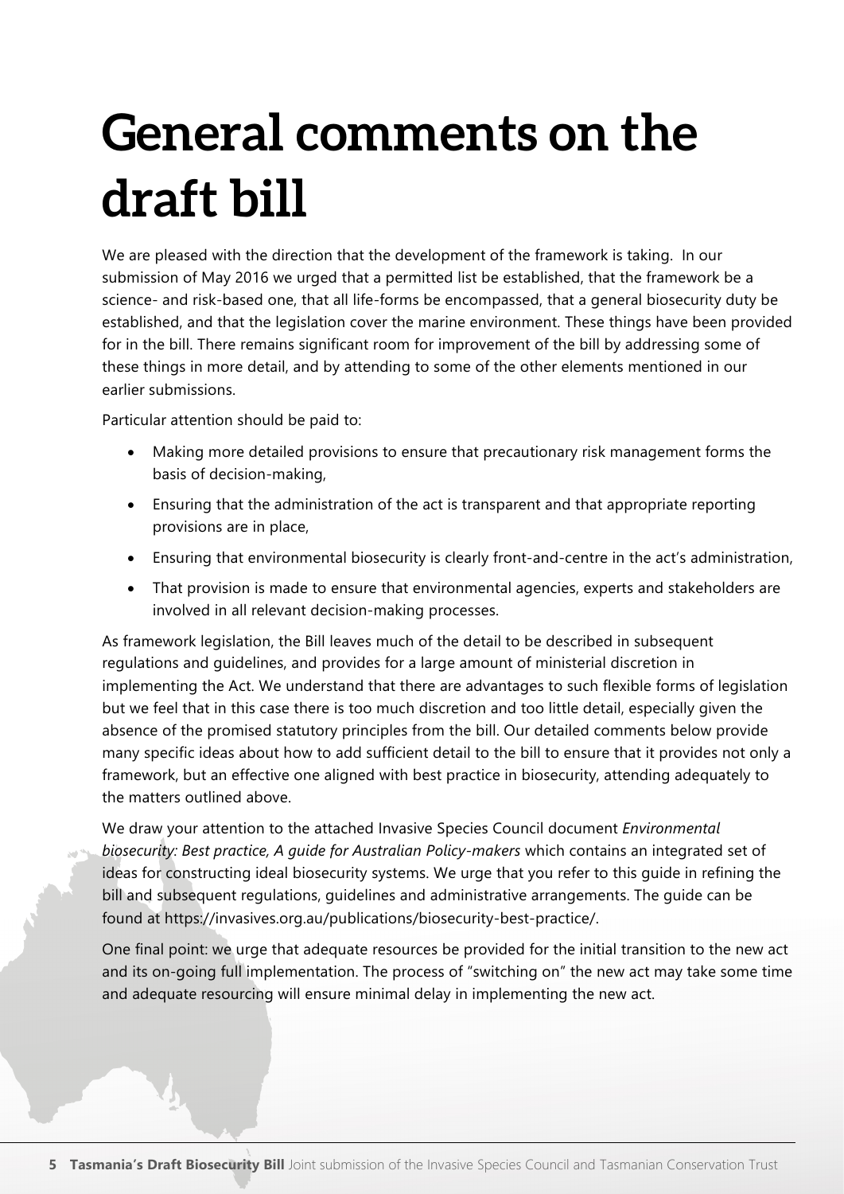# General comments on the draft bill

We are pleased with the direction that the development of the framework is taking. In our submission of May 2016 we urged that a permitted list be established, that the framework be a science- and risk-based one, that all life-forms be encompassed, that a general biosecurity duty be established, and that the legislation cover the marine environment. These things have been provided for in the bill. There remains significant room for improvement of the bill by addressing some of these things in more detail, and by attending to some of the other elements mentioned in our earlier submissions.

Particular attention should be paid to:

- Making more detailed provisions to ensure that precautionary risk management forms the basis of decision-making,
- Ensuring that the administration of the act is transparent and that appropriate reporting provisions are in place,
- Ensuring that environmental biosecurity is clearly front-and-centre in the act's administration,
- That provision is made to ensure that environmental agencies, experts and stakeholders are involved in all relevant decision-making processes.

As framework legislation, the Bill leaves much of the detail to be described in subsequent regulations and guidelines, and provides for a large amount of ministerial discretion in implementing the Act. We understand that there are advantages to such flexible forms of legislation but we feel that in this case there is too much discretion and too little detail, especially given the absence of the promised statutory principles from the bill. Our detailed comments below provide many specific ideas about how to add sufficient detail to the bill to ensure that it provides not only a framework, but an effective one aligned with best practice in biosecurity, attending adequately to the matters outlined above.

We draw your attention to the attached Invasive Species Council document *Environmental biosecurity: Best practice, A guide for Australian Policy-makers* which contains an integrated set of ideas for constructing ideal biosecurity systems. We urge that you refer to this guide in refining the bill and subsequent regulations, guidelines and administrative arrangements. The guide can be found at https://invasives.org.au/publications/biosecurity-best-practice/.

One final point: we urge that adequate resources be provided for the initial transition to the new act and its on-going full implementation. The process of "switching on" the new act may take some time and adequate resourcing will ensure minimal delay in implementing the new act.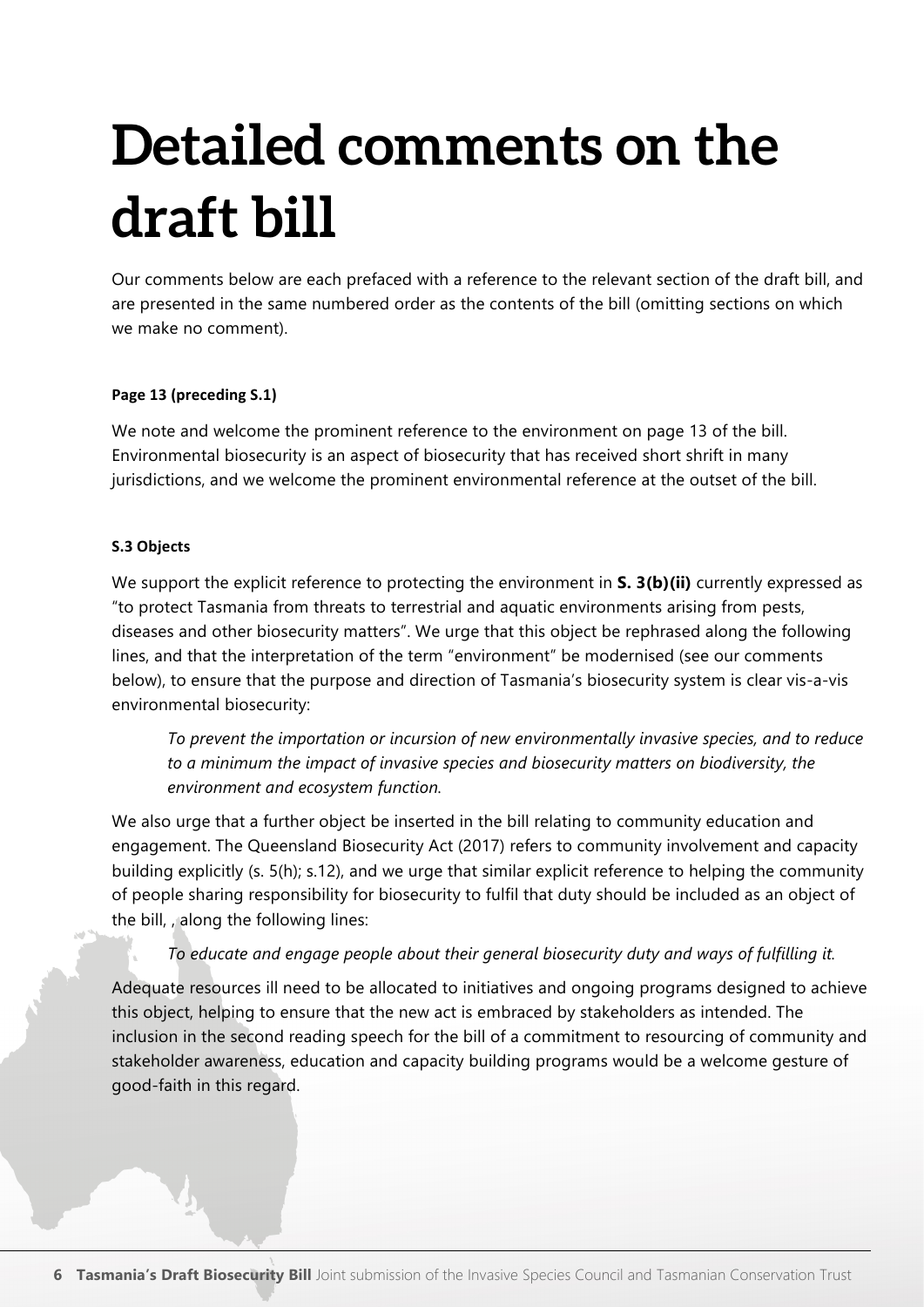# Detailed comments on the draft bill

Our comments below are each prefaced with a reference to the relevant section of the draft bill, and are presented in the same numbered order as the contents of the bill (omitting sections on which we make no comment).

#### Page 13 (preceding S.1)

We note and welcome the prominent reference to the environment on page 13 of the bill. Environmental biosecurity is an aspect of biosecurity that has received short shrift in many jurisdictions, and we welcome the prominent environmental reference at the outset of the bill.

#### S.3 Objects

We support the explicit reference to protecting the environment in **S. 3(b)(ii)** currently expressed as "to protect Tasmania from threats to terrestrial and aquatic environments arising from pests, diseases and other biosecurity matters". We urge that this object be rephrased along the following lines, and that the interpretation of the term "environment" be modernised (see our comments below), to ensure that the purpose and direction of Tasmania's biosecurity system is clear vis-a-vis environmental biosecurity:

> *To prevent the importation or incursion of new environmentally invasive species, and to reduce to a minimum the impact of invasive species and biosecurity matters on biodiversity, the environment and ecosystem function.*

We also urge that a further object be inserted in the bill relating to community education and engagement. The Queensland Biosecurity Act (2017) refers to community involvement and capacity building explicitly (s. 5(h); s.12), and we urge that similar explicit reference to helping the community of people sharing responsibility for biosecurity to fulfil that duty should be included as an object of the bill, , along the following lines:

> *To educate and engage people about their general biosecurity duty and ways of fulfilling it.*

Adequate resources ill need to be allocated to initiatives and ongoing programs designed to achieve this object, helping to ensure that the new act is embraced by stakeholders as intended. The inclusion in the second reading speech for the bill of a commitment to resourcing of community and stakeholder awareness, education and capacity building programs would be a welcome gesture of good-faith in this regard.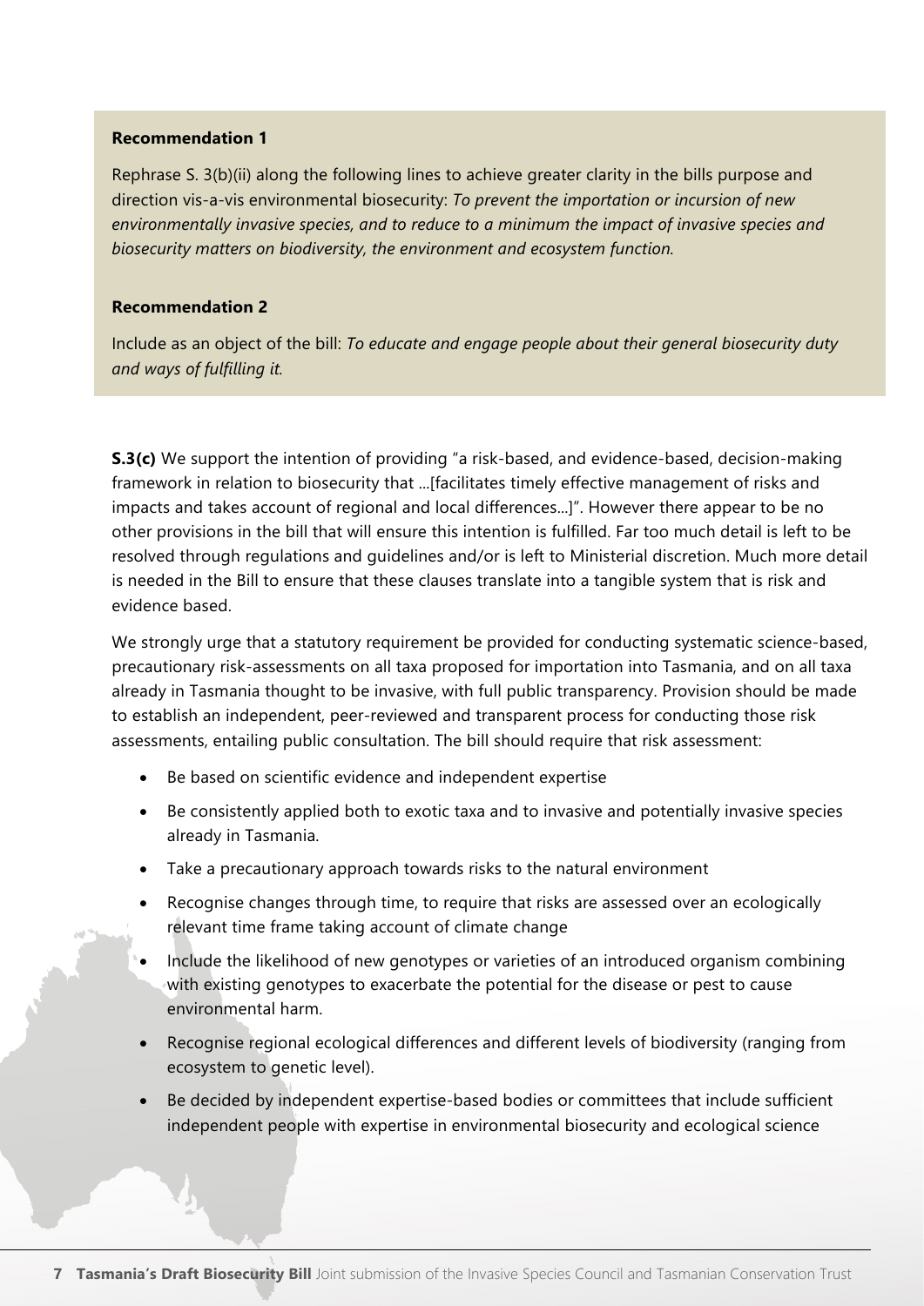**Recommendation 1**

Rephrase S. 3(b)(ii) along the following lines to achieve greater clarity in the bills purpose and direction vis-a-vis environmental biosecurity: *To prevent the importation or incursion of new environmentally invasive species, and to reduce to a minimum the impact of invasive species and biosecurity matters on biodiversity, the environment and ecosystem function.*

**Recommendation 2**

Include as an object of the bill: *To educate and engage people about their general biosecurity duty and ways of fulfilling it.*

**S.3(c)** We support the intention of providing "a risk-based, and evidence-based, decision-making framework in relation to biosecurity that ...[facilitates timely effective management of risks and impacts and takes account of regional and local differences...]". However there appear to be no other provisions in the bill that will ensure this intention is fulfilled. Far too much detail is left to be resolved through regulations and guidelines and/or is left to Ministerial discretion. Much more detail is needed in the Bill to ensure that these clauses translate into a tangible system that is risk and evidence based.

We strongly urge that a statutory requirement be provided for conducting systematic science-based, precautionary risk-assessments on all taxa proposed for importation into Tasmania, and on all taxa already in Tasmania thought to be invasive, with full public transparency. Provision should be made to establish an independent, peer-reviewed and transparent process for conducting those risk assessments, entailing public consultation. The bill should require that risk assessment:

- Be based on scientific evidence and independent expertise
- Be consistently applied both to exotic taxa and to invasive and potentially invasive species already in Tasmania.
- Take a precautionary approach towards risks to the natural environment
- Recognise changes through time, to require that risks are assessed over an ecologically relevant time frame taking account of climate change
- Include the likelihood of new genotypes or varieties of an introduced organism combining with existing genotypes to exacerbate the potential for the disease or pest to cause environmental harm.
- Recognise regional ecological differences and different levels of biodiversity (ranging from ecosystem to genetic level).
- Be decided by independent expertise-based bodies or committees that include sufficient independent people with expertise in environmental biosecurity and ecological science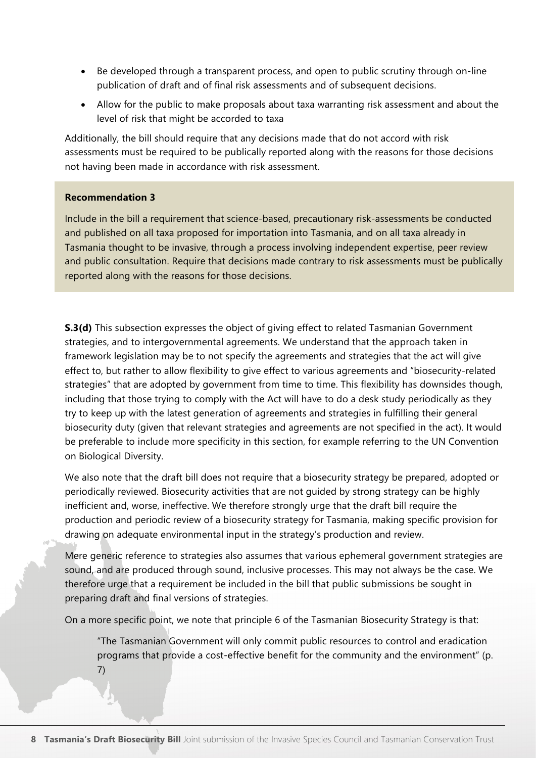- Be developed through a transparent process, and open to public scrutiny through on-line publication of draft and of final risk assessments and of subsequent decisions.
- Allow for the public to make proposals about taxa warranting risk assessment and about the level of risk that might be accorded to taxa

Additionally, the bill should require that any decisions made that do not accord with risk assessments must be required to be publically reported along with the reasons for those decisions not having been made in accordance with risk assessment.

> **Recommendation 3**
>
> Include in the bill a requirement that science-based, precautionary risk-assessments be conducted and published on all taxa proposed for importation into Tasmania, and on all taxa already in Tasmania thought to be invasive, through a process involving independent expertise, peer review and public consultation. Require that decisions made contrary to risk assessments must be publically reported along with the reasons for those decisions.

**S.3(d)** This subsection expresses the object of giving effect to related Tasmanian Government strategies, and to intergovernmental agreements. We understand that the approach taken in framework legislation may be to not specify the agreements and strategies that the act will give effect to, but rather to allow flexibility to give effect to various agreements and "biosecurity-related strategies" that are adopted by government from time to time. This flexibility has downsides though, including that those trying to comply with the Act will have to do a desk study periodically as they try to keep up with the latest generation of agreements and strategies in fulfilling their general biosecurity duty (given that relevant strategies and agreements are not specified in the act). It would be preferable to include more specificity in this section, for example referring to the UN Convention on Biological Diversity.

We also note that the draft bill does not require that a biosecurity strategy be prepared, adopted or periodically reviewed. Biosecurity activities that are not guided by strong strategy can be highly inefficient and, worse, ineffective. We therefore strongly urge that the draft bill require the production and periodic review of a biosecurity strategy for Tasmania, making specific provision for drawing on adequate environmental input in the strategy's production and review.

Mere generic reference to strategies also assumes that various ephemeral government strategies are sound, and are produced through sound, inclusive processes. This may not always be the case. We therefore urge that a requirement be included in the bill that public submissions be sought in preparing draft and final versions of strategies.

On a more specific point, we note that principle 6 of the Tasmanian Biosecurity Strategy is that:

> "The Tasmanian Government will only commit public resources to control and eradication programs that provide a cost-effective benefit for the community and the environment" (p. 7)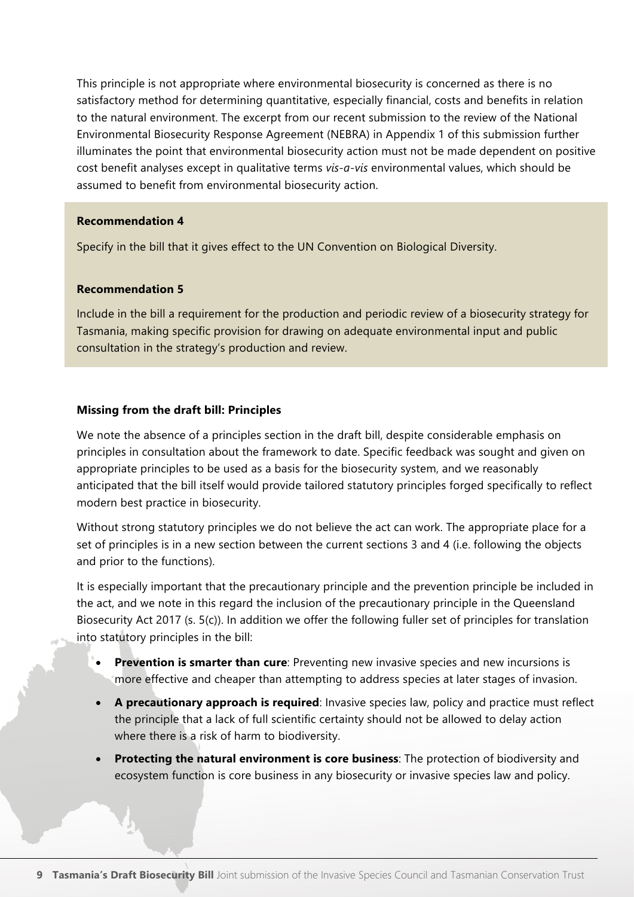This principle is not appropriate where environmental biosecurity is concerned as there is no satisfactory method for determining quantitative, especially financial, costs and benefits in relation to the natural environment. The excerpt from our recent submission to the review of the National Environmental Biosecurity Response Agreement (NEBRA) in Appendix 1 of this submission further illuminates the point that environmental biosecurity action must not be made dependent on positive cost benefit analyses except in qualitative terms *vis-a-vis* environmental values, which should be assumed to benefit from environmental biosecurity action.

**Recommendation 4**

Specify in the bill that it gives effect to the UN Convention on Biological Diversity.

**Recommendation 5**

Include in the bill a requirement for the production and periodic review of a biosecurity strategy for Tasmania, making specific provision for drawing on adequate environmental input and public consultation in the strategy's production and review.

### Missing from the draft bill: Principles

We note the absence of a principles section in the draft bill, despite considerable emphasis on principles in consultation about the framework to date. Specific feedback was sought and given on appropriate principles to be used as a basis for the biosecurity system, and we reasonably anticipated that the bill itself would provide tailored statutory principles forged specifically to reflect modern best practice in biosecurity.

Without strong statutory principles we do not believe the act can work. The appropriate place for a set of principles is in a new section between the current sections 3 and 4 (i.e. following the objects and prior to the functions).

It is especially important that the precautionary principle and the prevention principle be included in the act, and we note in this regard the inclusion of the precautionary principle in the Queensland Biosecurity Act 2017 (s. 5(c)). In addition we offer the following fuller set of principles for translation into statutory principles in the bill:

- **Prevention is smarter than cure**: Preventing new invasive species and new incursions is more effective and cheaper than attempting to address species at later stages of invasion.
- **A precautionary approach is required**: Invasive species law, policy and practice must reflect the principle that a lack of full scientific certainty should not be allowed to delay action where there is a risk of harm to biodiversity.
- **Protecting the natural environment is core business**: The protection of biodiversity and ecosystem function is core business in any biosecurity or invasive species law and policy.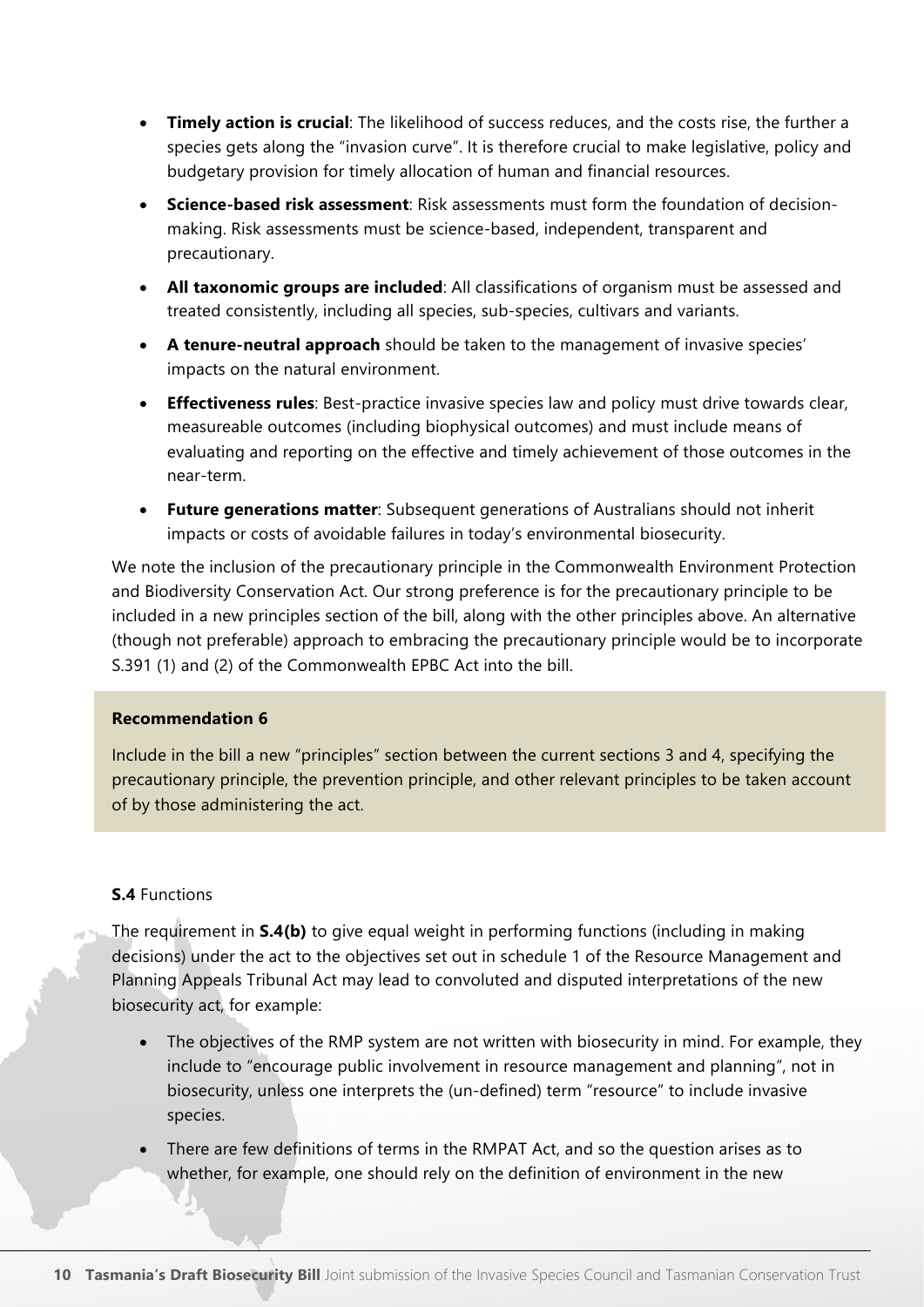- **Timely action is crucial**: The likelihood of success reduces, and the costs rise, the further a species gets along the "invasion curve". It is therefore crucial to make legislative, policy and budgetary provision for timely allocation of human and financial resources.
- **Science-based risk assessment**: Risk assessments must form the foundation of decision-making. Risk assessments must be science-based, independent, transparent and precautionary.
- **All taxonomic groups are included**: All classifications of organism must be assessed and treated consistently, including all species, sub-species, cultivars and variants.
- **A tenure-neutral approach** should be taken to the management of invasive species' impacts on the natural environment.
- **Effectiveness rules**: Best-practice invasive species law and policy must drive towards clear, measureable outcomes (including biophysical outcomes) and must include means of evaluating and reporting on the effective and timely achievement of those outcomes in the near-term.
- **Future generations matter**: Subsequent generations of Australians should not inherit impacts or costs of avoidable failures in today's environmental biosecurity.

We note the inclusion of the precautionary principle in the Commonwealth Environment Protection and Biodiversity Conservation Act. Our strong preference is for the precautionary principle to be included in a new principles section of the bill, along with the other principles above. An alternative (though not preferable) approach to embracing the precautionary principle would be to incorporate S.391 (1) and (2) of the Commonwealth EPBC Act into the bill.

**Recommendation 6**

Include in the bill a new "principles" section between the current sections 3 and 4, specifying the precautionary principle, the prevention principle, and other relevant principles to be taken account of by those administering the act.

**S.4** Functions

The requirement in **S.4(b)** to give equal weight in performing functions (including in making decisions) under the act to the objectives set out in schedule 1 of the Resource Management and Planning Appeals Tribunal Act may lead to convoluted and disputed interpretations of the new biosecurity act, for example:

- The objectives of the RMP system are not written with biosecurity in mind. For example, they include to "encourage public involvement in resource management and planning", not in biosecurity, unless one interprets the (un-defined) term "resource" to include invasive species.
- There are few definitions of terms in the RMPAT Act, and so the question arises as to whether, for example, one should rely on the definition of environment in the new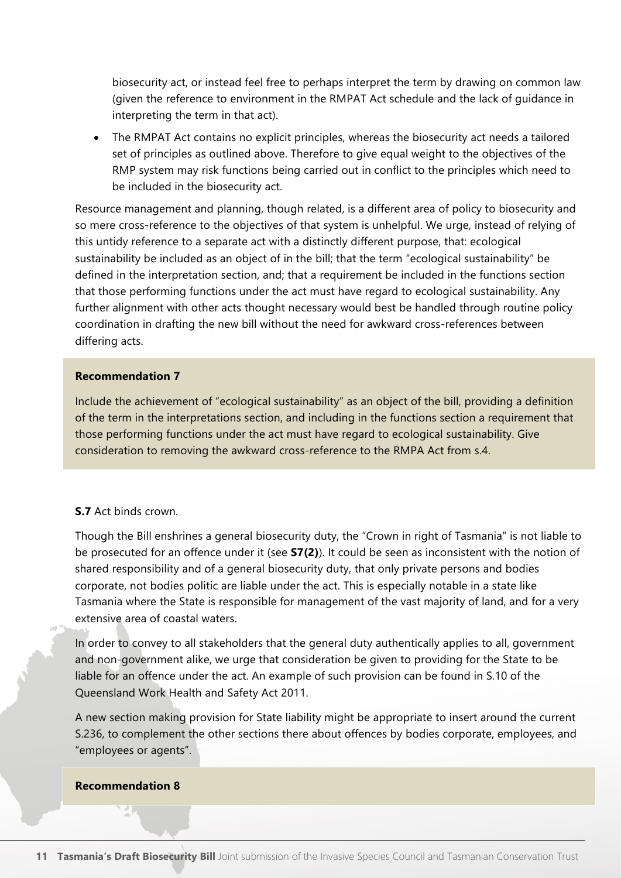biosecurity act, or instead feel free to perhaps interpret the term by drawing on common law (given the reference to environment in the RMPAT Act schedule and the lack of guidance in interpreting the term in that act).

- The RMPAT Act contains no explicit principles, whereas the biosecurity act needs a tailored set of principles as outlined above. Therefore to give equal weight to the objectives of the RMP system may risk functions being carried out in conflict to the principles which need to be included in the biosecurity act.

Resource management and planning, though related, is a different area of policy to biosecurity and so mere cross-reference to the objectives of that system is unhelpful. We urge, instead of relying of this untidy reference to a separate act with a distinctly different purpose, that: ecological sustainability be included as an object of in the bill; that the term "ecological sustainability" be defined in the interpretation section, and; that a requirement be included in the functions section that those performing functions under the act must have regard to ecological sustainability. Any further alignment with other acts thought necessary would best be handled through routine policy coordination in drafting the new bill without the need for awkward cross-references between differing acts.

**Recommendation 7**

Include the achievement of "ecological sustainability" as an object of the bill, providing a definition of the term in the interpretations section, and including in the functions section a requirement that those performing functions under the act must have regard to ecological sustainability. Give consideration to removing the awkward cross-reference to the RMPA Act from s.4.

**S.7** Act binds crown.

Though the Bill enshrines a general biosecurity duty, the "Crown in right of Tasmania" is not liable to be prosecuted for an offence under it (see **S7(2)**). It could be seen as inconsistent with the notion of shared responsibility and of a general biosecurity duty, that only private persons and bodies corporate, not bodies politic are liable under the act. This is especially notable in a state like Tasmania where the State is responsible for management of the vast majority of land, and for a very extensive area of coastal waters.

In order to convey to all stakeholders that the general duty authentically applies to all, government and non-government alike, we urge that consideration be given to providing for the State to be liable for an offence under the act. An example of such provision can be found in S.10 of the Queensland Work Health and Safety Act 2011.

A new section making provision for State liability might be appropriate to insert around the current S.236, to complement the other sections there about offences by bodies corporate, employees, and "employees or agents".

**Recommendation 8**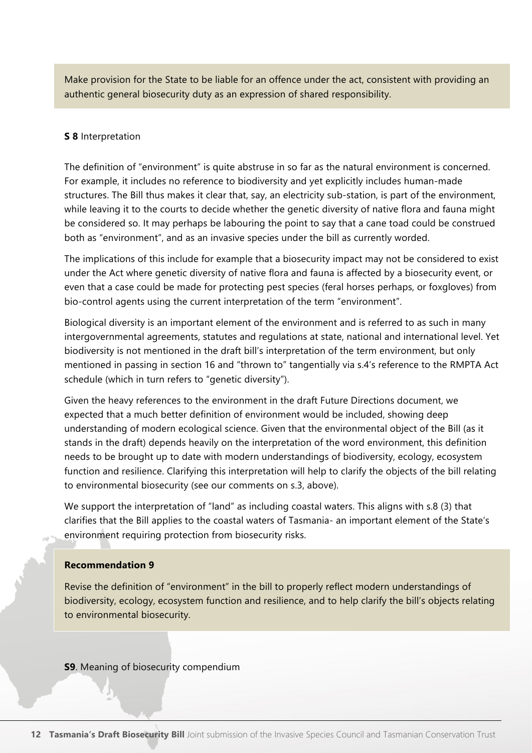Make provision for the State to be liable for an offence under the act, consistent with providing an authentic general biosecurity duty as an expression of shared responsibility.

**S 8** Interpretation

The definition of "environment" is quite abstruse in so far as the natural environment is concerned. For example, it includes no reference to biodiversity and yet explicitly includes human-made structures. The Bill thus makes it clear that, say, an electricity sub-station, is part of the environment, while leaving it to the courts to decide whether the genetic diversity of native flora and fauna might be considered so. It may perhaps be labouring the point to say that a cane toad could be construed both as "environment", and as an invasive species under the bill as currently worded.

The implications of this include for example that a biosecurity impact may not be considered to exist under the Act where genetic diversity of native flora and fauna is affected by a biosecurity event, or even that a case could be made for protecting pest species (feral horses perhaps, or foxgloves) from bio-control agents using the current interpretation of the term "environment".

Biological diversity is an important element of the environment and is referred to as such in many intergovernmental agreements, statutes and regulations at state, national and international level. Yet biodiversity is not mentioned in the draft bill's interpretation of the term environment, but only mentioned in passing in section 16 and "thrown to" tangentially via s.4's reference to the RMPTA Act schedule (which in turn refers to "genetic diversity").

Given the heavy references to the environment in the draft Future Directions document, we expected that a much better definition of environment would be included, showing deep understanding of modern ecological science. Given that the environmental object of the Bill (as it stands in the draft) depends heavily on the interpretation of the word environment, this definition needs to be brought up to date with modern understandings of biodiversity, ecology, ecosystem function and resilience. Clarifying this interpretation will help to clarify the objects of the bill relating to environmental biosecurity (see our comments on s.3, above).

We support the interpretation of "land" as including coastal waters. This aligns with s.8 (3) that clarifies that the Bill applies to the coastal waters of Tasmania- an important element of the State's environment requiring protection from biosecurity risks.

**Recommendation 9**

Revise the definition of "environment" in the bill to properly reflect modern understandings of biodiversity, ecology, ecosystem function and resilience, and to help clarify the bill's objects relating to environmental biosecurity.

**S9**. Meaning of biosecurity compendium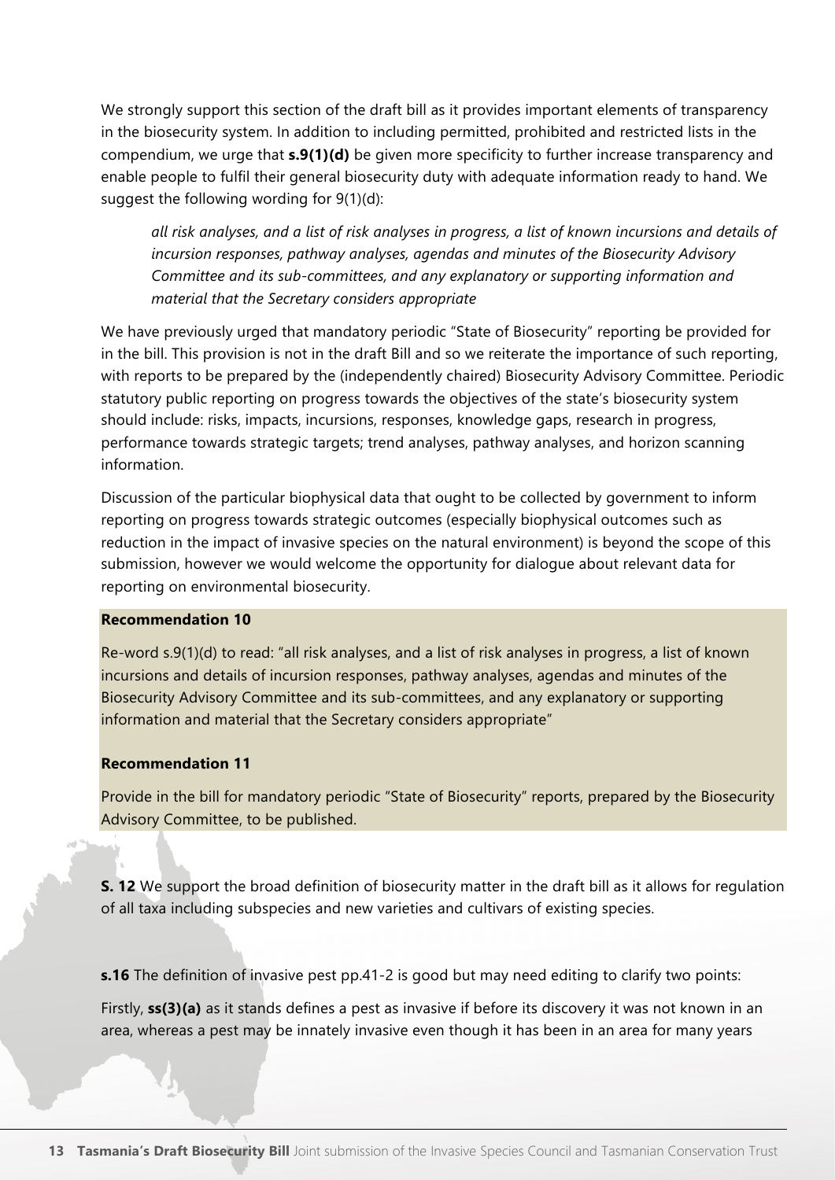We strongly support this section of the draft bill as it provides important elements of transparency in the biosecurity system. In addition to including permitted, prohibited and restricted lists in the compendium, we urge that **s.9(1)(d)** be given more specificity to further increase transparency and enable people to fulfil their general biosecurity duty with adequate information ready to hand. We suggest the following wording for 9(1)(d):

> *all risk analyses, and a list of risk analyses in progress, a list of known incursions and details of incursion responses, pathway analyses, agendas and minutes of the Biosecurity Advisory Committee and its sub-committees, and any explanatory or supporting information and material that the Secretary considers appropriate*

We have previously urged that mandatory periodic "State of Biosecurity" reporting be provided for in the bill. This provision is not in the draft Bill and so we reiterate the importance of such reporting, with reports to be prepared by the (independently chaired) Biosecurity Advisory Committee. Periodic statutory public reporting on progress towards the objectives of the state's biosecurity system should include: risks, impacts, incursions, responses, knowledge gaps, research in progress, performance towards strategic targets; trend analyses, pathway analyses, and horizon scanning information.

Discussion of the particular biophysical data that ought to be collected by government to inform reporting on progress towards strategic outcomes (especially biophysical outcomes such as reduction in the impact of invasive species on the natural environment) is beyond the scope of this submission, however we would welcome the opportunity for dialogue about relevant data for reporting on environmental biosecurity.

**Recommendation 10**

Re-word s.9(1)(d) to read: "all risk analyses, and a list of risk analyses in progress, a list of known incursions and details of incursion responses, pathway analyses, agendas and minutes of the Biosecurity Advisory Committee and its sub-committees, and any explanatory or supporting information and material that the Secretary considers appropriate"

**Recommendation 11**

Provide in the bill for mandatory periodic "State of Biosecurity" reports, prepared by the Biosecurity Advisory Committee, to be published.

**S. 12** We support the broad definition of biosecurity matter in the draft bill as it allows for regulation of all taxa including subspecies and new varieties and cultivars of existing species.

**s.16** The definition of invasive pest pp.41-2 is good but may need editing to clarify two points:

Firstly, **ss(3)(a)** as it stands defines a pest as invasive if before its discovery it was not known in an area, whereas a pest may be innately invasive even though it has been in an area for many years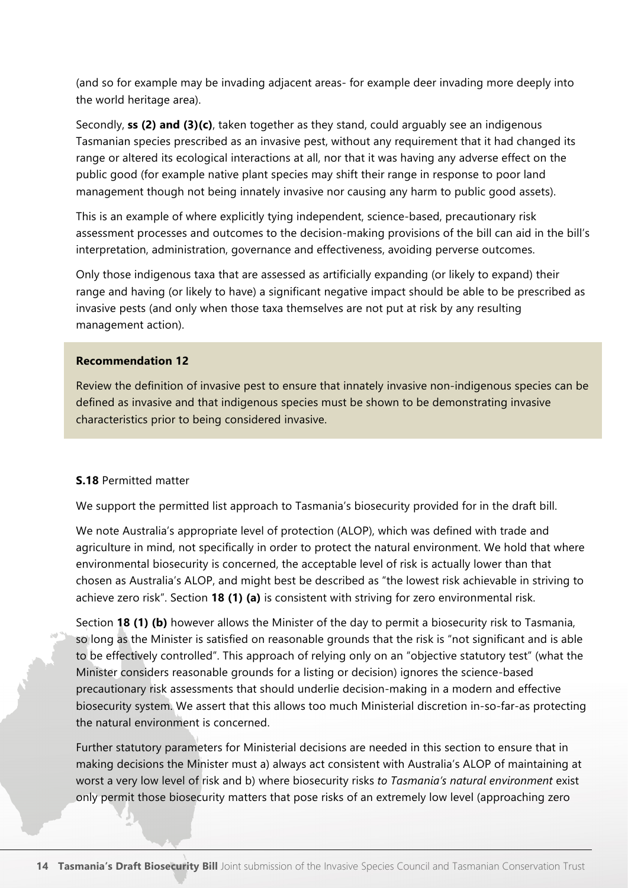(and so for example may be invading adjacent areas- for example deer invading more deeply into the world heritage area).

Secondly, **ss (2) and (3)(c)**, taken together as they stand, could arguably see an indigenous Tasmanian species prescribed as an invasive pest, without any requirement that it had changed its range or altered its ecological interactions at all, nor that it was having any adverse effect on the public good (for example native plant species may shift their range in response to poor land management though not being innately invasive nor causing any harm to public good assets).

This is an example of where explicitly tying independent, science-based, precautionary risk assessment processes and outcomes to the decision-making provisions of the bill can aid in the bill's interpretation, administration, governance and effectiveness, avoiding perverse outcomes.

Only those indigenous taxa that are assessed as artificially expanding (or likely to expand) their range and having (or likely to have) a significant negative impact should be able to be prescribed as invasive pests (and only when those taxa themselves are not put at risk by any resulting management action).

**Recommendation 12**

Review the definition of invasive pest to ensure that innately invasive non-indigenous species can be defined as invasive and that indigenous species must be shown to be demonstrating invasive characteristics prior to being considered invasive.

**S.18** Permitted matter

We support the permitted list approach to Tasmania's biosecurity provided for in the draft bill.

We note Australia's appropriate level of protection (ALOP), which was defined with trade and agriculture in mind, not specifically in order to protect the natural environment. We hold that where environmental biosecurity is concerned, the acceptable level of risk is actually lower than that chosen as Australia's ALOP, and might best be described as "the lowest risk achievable in striving to achieve zero risk". Section **18 (1) (a)** is consistent with striving for zero environmental risk.

Section **18 (1) (b)** however allows the Minister of the day to permit a biosecurity risk to Tasmania, so long as the Minister is satisfied on reasonable grounds that the risk is "not significant and is able to be effectively controlled". This approach of relying only on an "objective statutory test" (what the Minister considers reasonable grounds for a listing or decision) ignores the science-based precautionary risk assessments that should underlie decision-making in a modern and effective biosecurity system. We assert that this allows too much Ministerial discretion in-so-far-as protecting the natural environment is concerned.

Further statutory parameters for Ministerial decisions are needed in this section to ensure that in making decisions the Minister must a) always act consistent with Australia's ALOP of maintaining at worst a very low level of risk and b) where biosecurity risks *to Tasmania's natural environment* exist only permit those biosecurity matters that pose risks of an extremely low level (approaching zero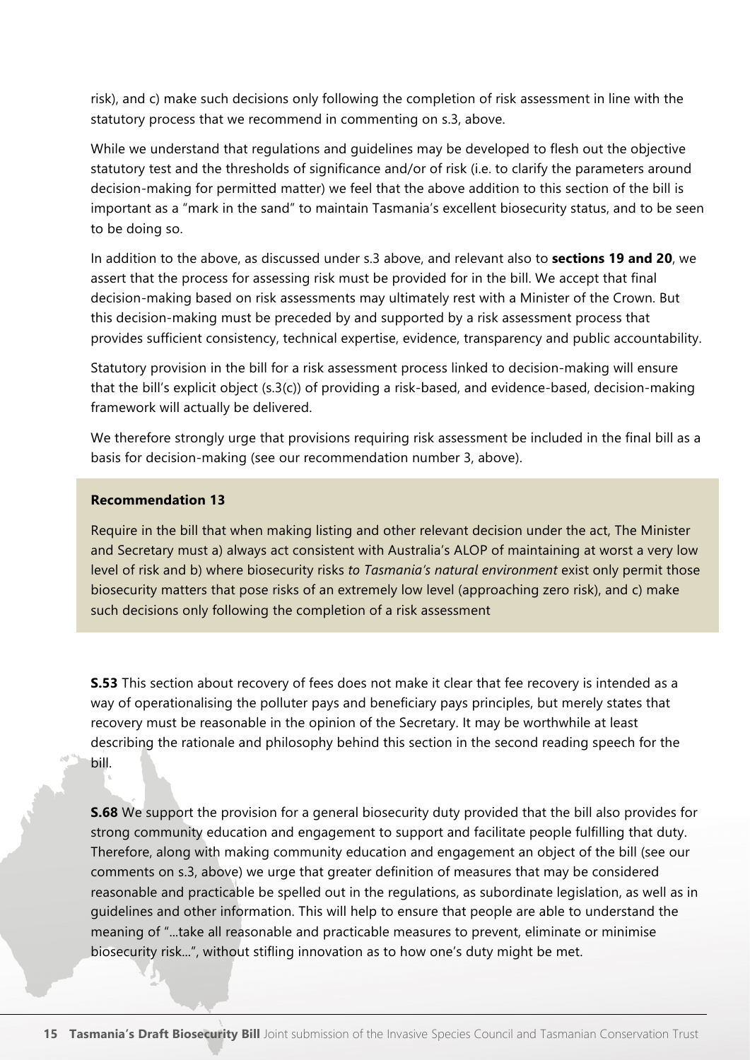risk), and c) make such decisions only following the completion of risk assessment in line with the statutory process that we recommend in commenting on s.3, above.

While we understand that regulations and guidelines may be developed to flesh out the objective statutory test and the thresholds of significance and/or of risk (i.e. to clarify the parameters around decision-making for permitted matter) we feel that the above addition to this section of the bill is important as a "mark in the sand" to maintain Tasmania's excellent biosecurity status, and to be seen to be doing so.

In addition to the above, as discussed under s.3 above, and relevant also to **sections 19 and 20**, we assert that the process for assessing risk must be provided for in the bill. We accept that final decision-making based on risk assessments may ultimately rest with a Minister of the Crown. But this decision-making must be preceded by and supported by a risk assessment process that provides sufficient consistency, technical expertise, evidence, transparency and public accountability.

Statutory provision in the bill for a risk assessment process linked to decision-making will ensure that the bill's explicit object (s.3(c)) of providing a risk-based, and evidence-based, decision-making framework will actually be delivered.

We therefore strongly urge that provisions requiring risk assessment be included in the final bill as a basis for decision-making (see our recommendation number 3, above).

**Recommendation 13**

Require in the bill that when making listing and other relevant decision under the act, The Minister and Secretary must a) always act consistent with Australia's ALOP of maintaining at worst a very low level of risk and b) where biosecurity risks *to Tasmania's natural environment* exist only permit those biosecurity matters that pose risks of an extremely low level (approaching zero risk), and c) make such decisions only following the completion of a risk assessment

**S.53** This section about recovery of fees does not make it clear that fee recovery is intended as a way of operationalising the polluter pays and beneficiary pays principles, but merely states that recovery must be reasonable in the opinion of the Secretary. It may be worthwhile at least describing the rationale and philosophy behind this section in the second reading speech for the bill.

**S.68** We support the provision for a general biosecurity duty provided that the bill also provides for strong community education and engagement to support and facilitate people fulfilling that duty. Therefore, along with making community education and engagement an object of the bill (see our comments on s.3, above) we urge that greater definition of measures that may be considered reasonable and practicable be spelled out in the regulations, as subordinate legislation, as well as in guidelines and other information. This will help to ensure that people are able to understand the meaning of "...take all reasonable and practicable measures to prevent, eliminate or minimise biosecurity risk...", without stifling innovation as to how one's duty might be met.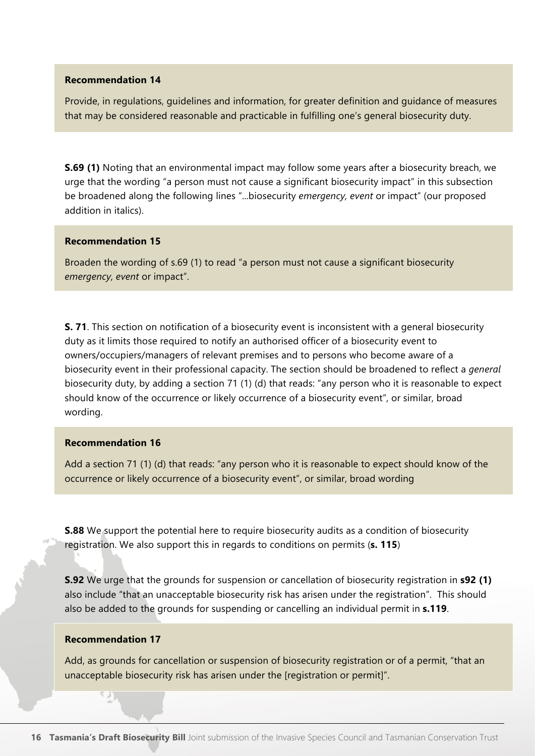**Recommendation 14**

Provide, in regulations, guidelines and information, for greater definition and guidance of measures that may be considered reasonable and practicable in fulfilling one's general biosecurity duty.

**S.69 (1)** Noting that an environmental impact may follow some years after a biosecurity breach, we urge that the wording "a person must not cause a significant biosecurity impact" in this subsection be broadened along the following lines "...biosecurity *emergency, event* or impact" (our proposed addition in italics).

**Recommendation 15**

Broaden the wording of s.69 (1) to read "a person must not cause a significant biosecurity *emergency, event* or impact".

**S. 71**. This section on notification of a biosecurity event is inconsistent with a general biosecurity duty as it limits those required to notify an authorised officer of a biosecurity event to owners/occupiers/managers of relevant premises and to persons who become aware of a biosecurity event in their professional capacity. The section should be broadened to reflect a *general* biosecurity duty, by adding a section 71 (1) (d) that reads: "any person who it is reasonable to expect should know of the occurrence or likely occurrence of a biosecurity event", or similar, broad wording.

**Recommendation 16**

Add a section 71 (1) (d) that reads: "any person who it is reasonable to expect should know of the occurrence or likely occurrence of a biosecurity event", or similar, broad wording

**S.88** We support the potential here to require biosecurity audits as a condition of biosecurity registration. We also support this in regards to conditions on permits (**s. 115**)

**S.92** We urge that the grounds for suspension or cancellation of biosecurity registration in **s92 (1)** also include "that an unacceptable biosecurity risk has arisen under the registration". This should also be added to the grounds for suspending or cancelling an individual permit in **s.119**.

**Recommendation 17**

Add, as grounds for cancellation or suspension of biosecurity registration or of a permit, "that an unacceptable biosecurity risk has arisen under the [registration or permit]".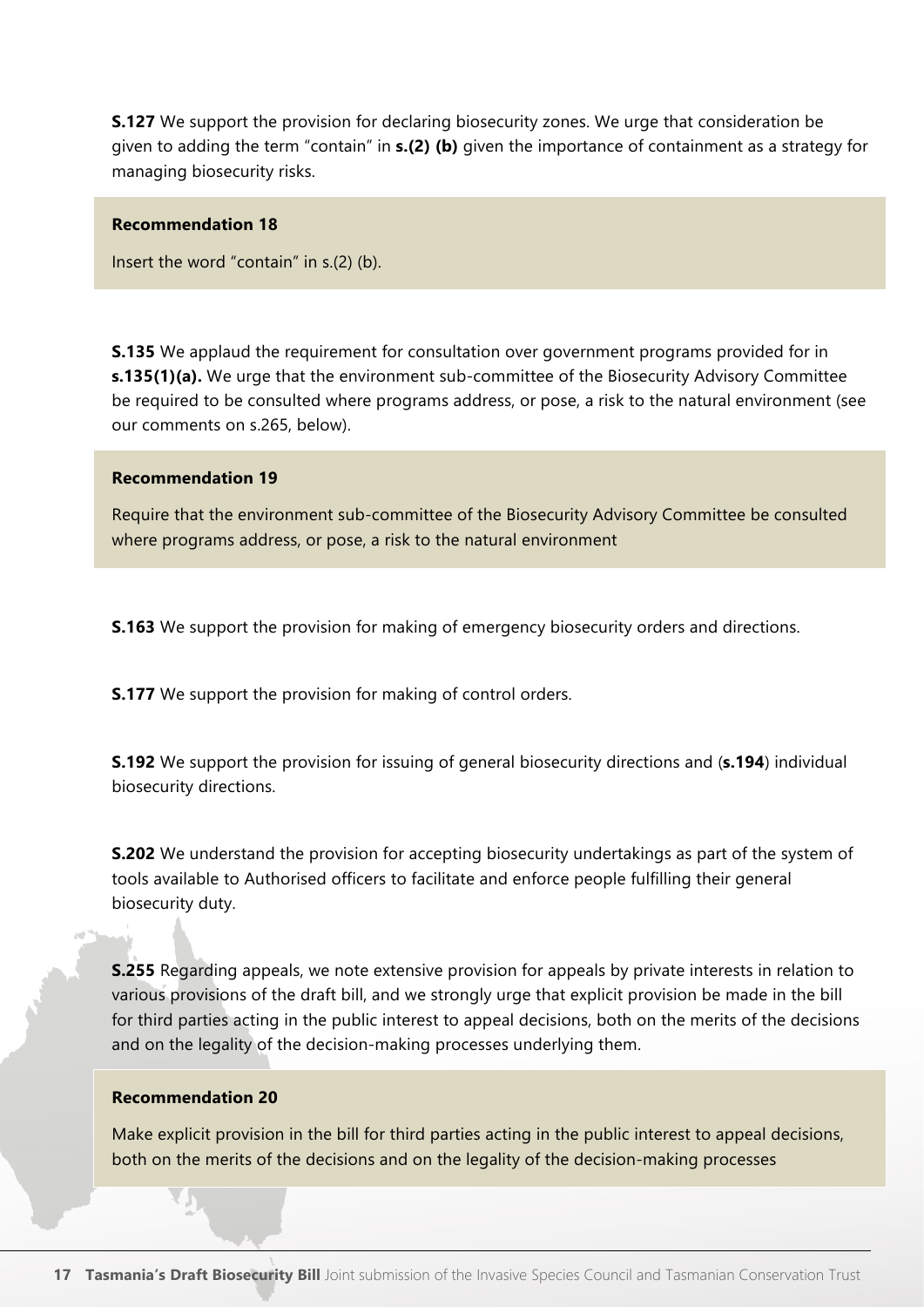**S.127** We support the provision for declaring biosecurity zones. We urge that consideration be given to adding the term "contain" in **s.(2) (b)** given the importance of containment as a strategy for managing biosecurity risks.

**Recommendation 18**

Insert the word "contain" in s.(2) (b).

**S.135** We applaud the requirement for consultation over government programs provided for in **s.135(1)(a).** We urge that the environment sub-committee of the Biosecurity Advisory Committee be required to be consulted where programs address, or pose, a risk to the natural environment (see our comments on s.265, below).

**Recommendation 19**

Require that the environment sub-committee of the Biosecurity Advisory Committee be consulted where programs address, or pose, a risk to the natural environment

**S.163** We support the provision for making of emergency biosecurity orders and directions.

**S.177** We support the provision for making of control orders.

**S.192** We support the provision for issuing of general biosecurity directions and (**s.194**) individual biosecurity directions.

**S.202** We understand the provision for accepting biosecurity undertakings as part of the system of tools available to Authorised officers to facilitate and enforce people fulfilling their general biosecurity duty.

**S.255** Regarding appeals, we note extensive provision for appeals by private interests in relation to various provisions of the draft bill, and we strongly urge that explicit provision be made in the bill for third parties acting in the public interest to appeal decisions, both on the merits of the decisions and on the legality of the decision-making processes underlying them.

**Recommendation 20**

Make explicit provision in the bill for third parties acting in the public interest to appeal decisions, both on the merits of the decisions and on the legality of the decision-making processes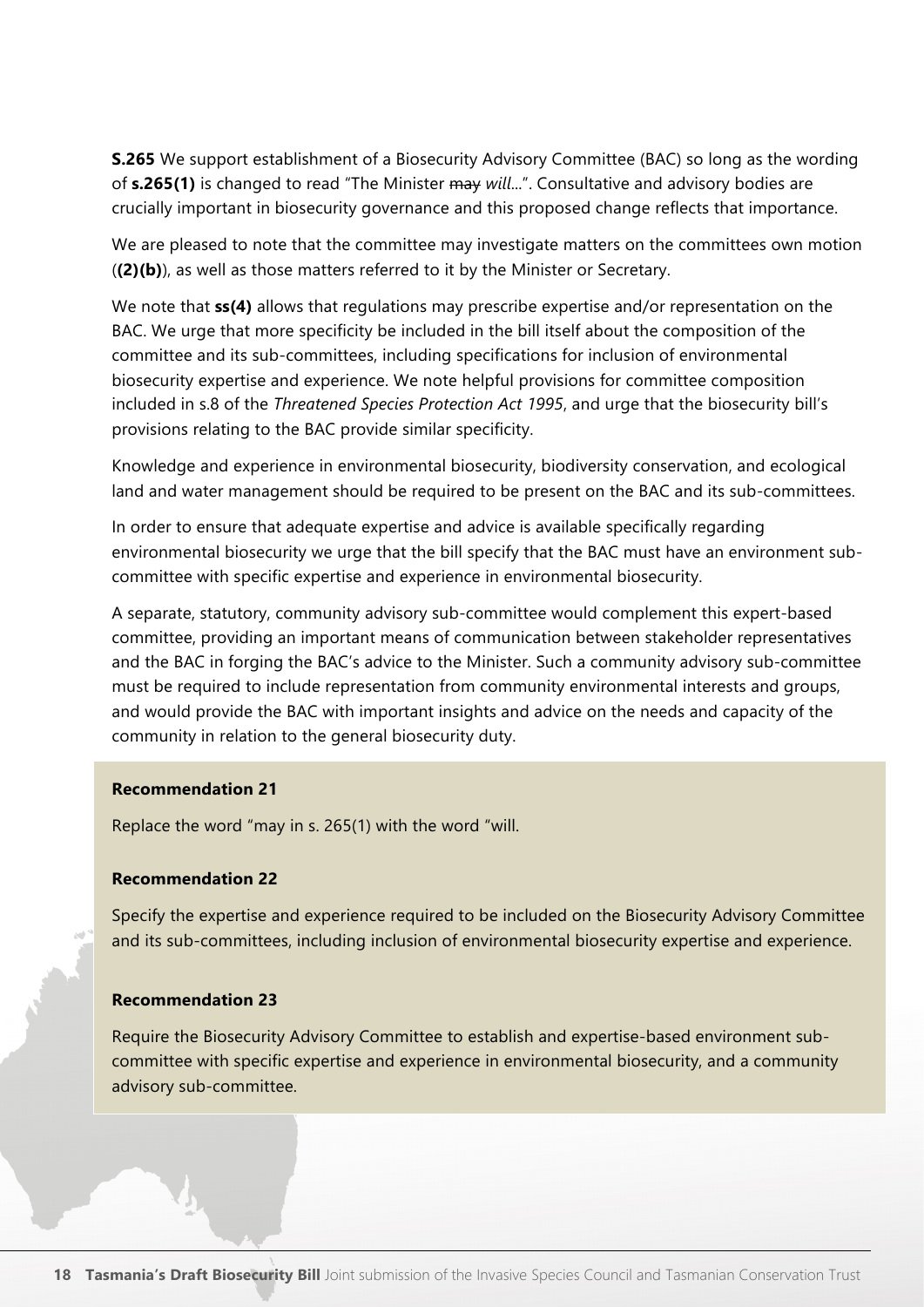**S.265** We support establishment of a Biosecurity Advisory Committee (BAC) so long as the wording of **s.265(1)** is changed to read "The Minister ~~may~~ *will*...". Consultative and advisory bodies are crucially important in biosecurity governance and this proposed change reflects that importance.

We are pleased to note that the committee may investigate matters on the committees own motion (**(2)(b)**), as well as those matters referred to it by the Minister or Secretary.

We note that **ss(4)** allows that regulations may prescribe expertise and/or representation on the BAC. We urge that more specificity be included in the bill itself about the composition of the committee and its sub-committees, including specifications for inclusion of environmental biosecurity expertise and experience. We note helpful provisions for committee composition included in s.8 of the *Threatened Species Protection Act 1995*, and urge that the biosecurity bill's provisions relating to the BAC provide similar specificity.

Knowledge and experience in environmental biosecurity, biodiversity conservation, and ecological land and water management should be required to be present on the BAC and its sub-committees.

In order to ensure that adequate expertise and advice is available specifically regarding environmental biosecurity we urge that the bill specify that the BAC must have an environment sub-committee with specific expertise and experience in environmental biosecurity.

A separate, statutory, community advisory sub-committee would complement this expert-based committee, providing an important means of communication between stakeholder representatives and the BAC in forging the BAC's advice to the Minister. Such a community advisory sub-committee must be required to include representation from community environmental interests and groups, and would provide the BAC with important insights and advice on the needs and capacity of the community in relation to the general biosecurity duty.

**Recommendation 21**

Replace the word "may in s. 265(1) with the word "will.

**Recommendation 22**

Specify the expertise and experience required to be included on the Biosecurity Advisory Committee and its sub-committees, including inclusion of environmental biosecurity expertise and experience.

**Recommendation 23**

Require the Biosecurity Advisory Committee to establish and expertise-based environment sub-committee with specific expertise and experience in environmental biosecurity, and a community advisory sub-committee.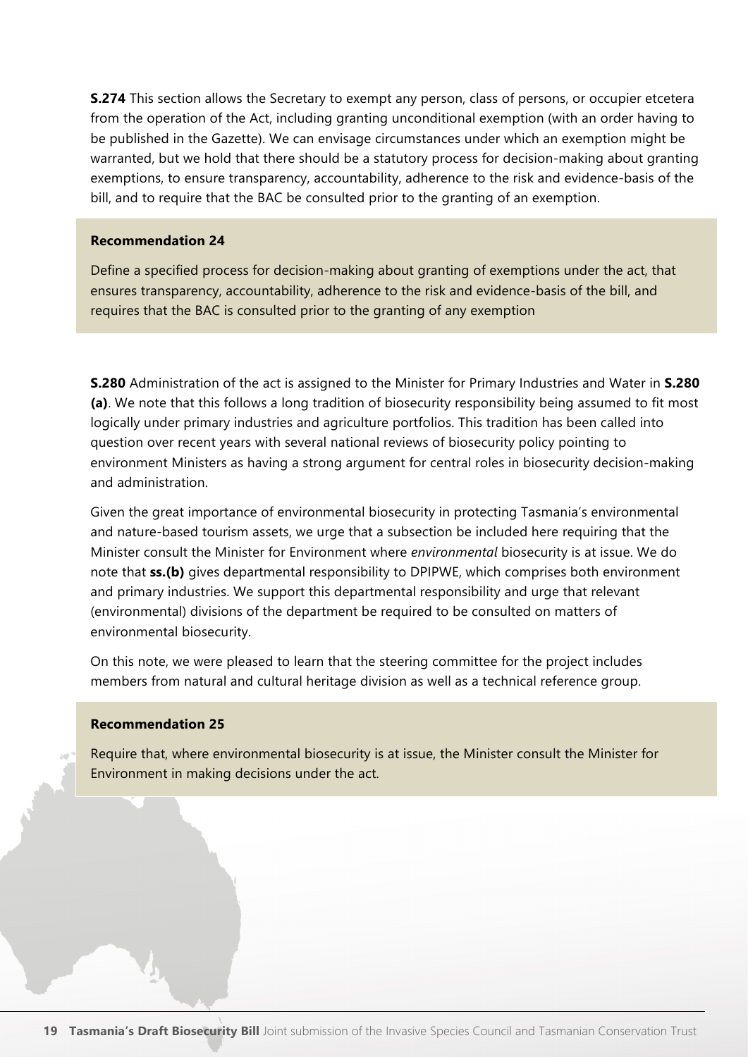**S.274** This section allows the Secretary to exempt any person, class of persons, or occupier etcetera from the operation of the Act, including granting unconditional exemption (with an order having to be published in the Gazette). We can envisage circumstances under which an exemption might be warranted, but we hold that there should be a statutory process for decision-making about granting exemptions, to ensure transparency, accountability, adherence to the risk and evidence-basis of the bill, and to require that the BAC be consulted prior to the granting of an exemption.

**Recommendation 24**

Define a specified process for decision-making about granting of exemptions under the act, that ensures transparency, accountability, adherence to the risk and evidence-basis of the bill, and requires that the BAC is consulted prior to the granting of any exemption

**S.280** Administration of the act is assigned to the Minister for Primary Industries and Water in **S.280 (a)**. We note that this follows a long tradition of biosecurity responsibility being assumed to fit most logically under primary industries and agriculture portfolios. This tradition has been called into question over recent years with several national reviews of biosecurity policy pointing to environment Ministers as having a strong argument for central roles in biosecurity decision-making and administration.

Given the great importance of environmental biosecurity in protecting Tasmania's environmental and nature-based tourism assets, we urge that a subsection be included here requiring that the Minister consult the Minister for Environment where *environmental* biosecurity is at issue. We do note that **ss.(b)** gives departmental responsibility to DPIPWE, which comprises both environment and primary industries. We support this departmental responsibility and urge that relevant (environmental) divisions of the department be required to be consulted on matters of environmental biosecurity.

On this note, we were pleased to learn that the steering committee for the project includes members from natural and cultural heritage division as well as a technical reference group.

**Recommendation 25**

Require that, where environmental biosecurity is at issue, the Minister consult the Minister for Environment in making decisions under the act.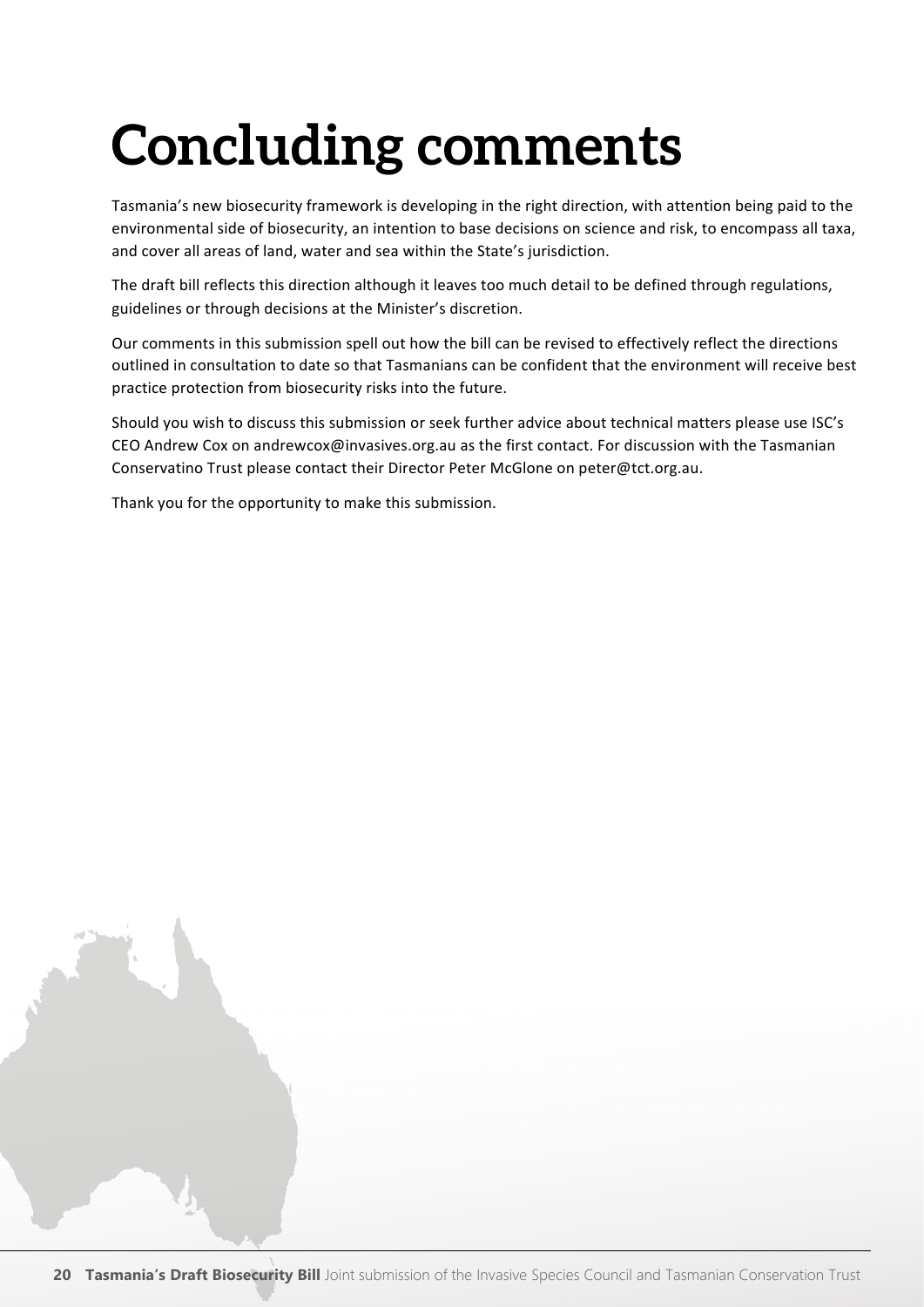# Concluding comments

Tasmania's new biosecurity framework is developing in the right direction, with attention being paid to the environmental side of biosecurity, an intention to base decisions on science and risk, to encompass all taxa, and cover all areas of land, water and sea within the State's jurisdiction.

The draft bill reflects this direction although it leaves too much detail to be defined through regulations, guidelines or through decisions at the Minister's discretion.

Our comments in this submission spell out how the bill can be revised to effectively reflect the directions outlined in consultation to date so that Tasmanians can be confident that the environment will receive best practice protection from biosecurity risks into the future.

Should you wish to discuss this submission or seek further advice about technical matters please use ISC's CEO Andrew Cox on andrewcox@invasives.org.au as the first contact. For discussion with the Tasmanian Conservatino Trust please contact their Director Peter McGlone on peter@tct.org.au.

Thank you for the opportunity to make this submission.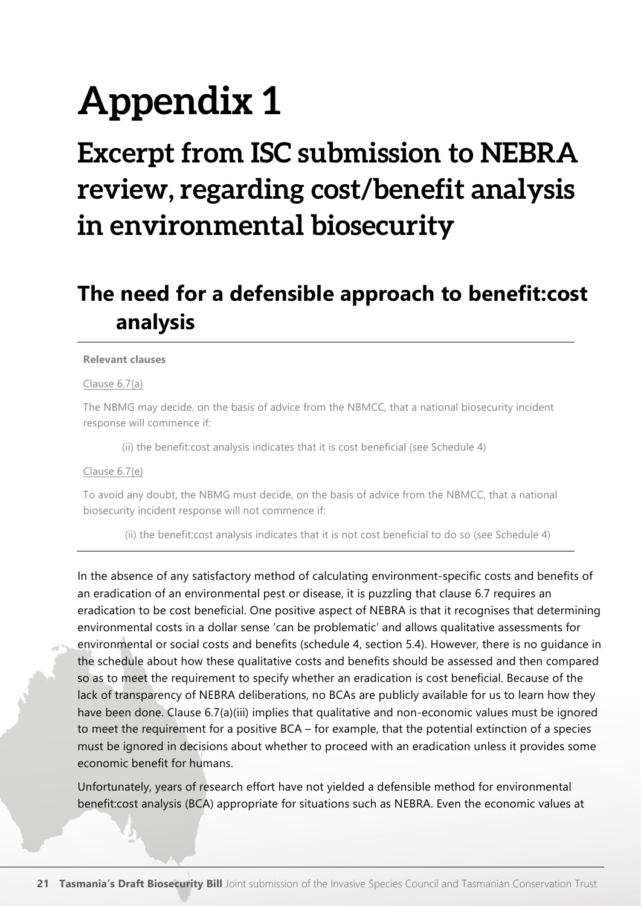# Appendix 1

# Excerpt from ISC submission to NEBRA review, regarding cost/benefit analysis in environmental biosecurity

## The need for a defensible approach to benefit:cost analysis

**Relevant clauses**

Clause 6.7(a)

The NBMG may decide, on the basis of advice from the NBMCC, that a national biosecurity incident response will commence if:

(ii) the benefit:cost analysis indicates that it is cost beneficial (see Schedule 4)

Clause 6.7(e)

To avoid any doubt, the NBMG must decide, on the basis of advice from the NBMCC, that a national biosecurity incident response will not commence if:

(ii) the benefit:cost analysis indicates that it is not cost beneficial to do so (see Schedule 4)

In the absence of any satisfactory method of calculating environment-specific costs and benefits of an eradication of an environmental pest or disease, it is puzzling that clause 6.7 requires an eradication to be cost beneficial. One positive aspect of NEBRA is that it recognises that determining environmental costs in a dollar sense 'can be problematic' and allows qualitative assessments for environmental or social costs and benefits (schedule 4, section 5.4). However, there is no guidance in the schedule about how these qualitative costs and benefits should be assessed and then compared so as to meet the requirement to specify whether an eradication is cost beneficial. Because of the lack of transparency of NEBRA deliberations, no BCAs are publicly available for us to learn how they have been done. Clause 6.7(a)(iii) implies that qualitative and non-economic values must be ignored to meet the requirement for a positive BCA – for example, that the potential extinction of a species must be ignored in decisions about whether to proceed with an eradication unless it provides some economic benefit for humans.

Unfortunately, years of research effort have not yielded a defensible method for environmental benefit:cost analysis (BCA) appropriate for situations such as NEBRA. Even the economic values at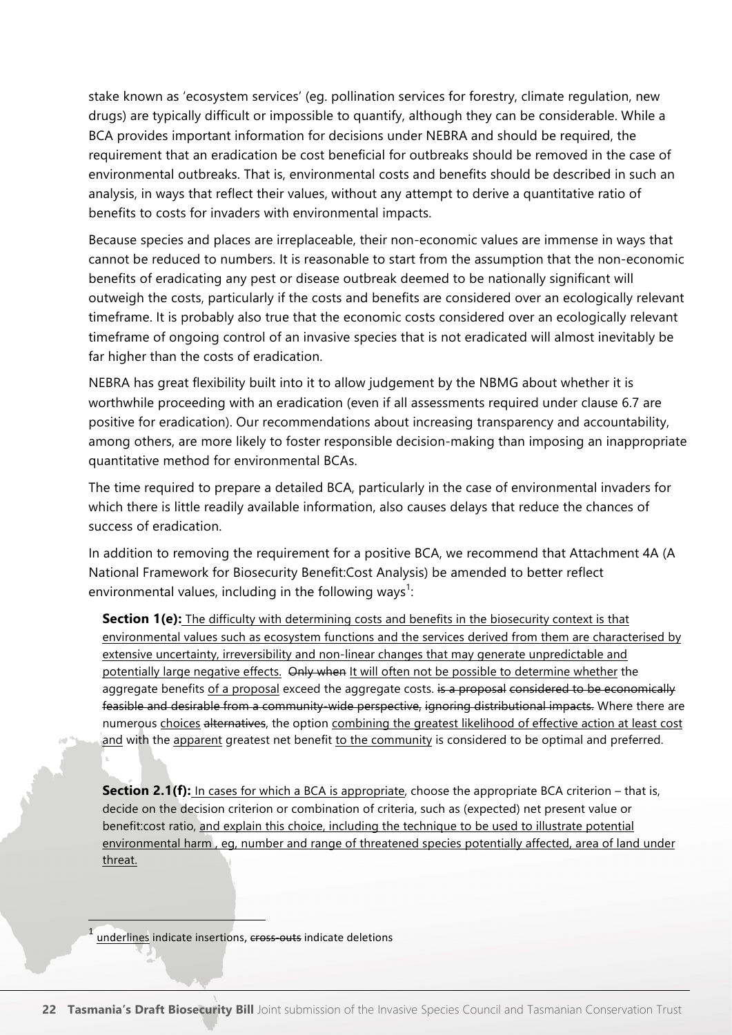stake known as 'ecosystem services' (eg. pollination services for forestry, climate regulation, new drugs) are typically difficult or impossible to quantify, although they can be considerable. While a BCA provides important information for decisions under NEBRA and should be required, the requirement that an eradication be cost beneficial for outbreaks should be removed in the case of environmental outbreaks. That is, environmental costs and benefits should be described in such an analysis, in ways that reflect their values, without any attempt to derive a quantitative ratio of benefits to costs for invaders with environmental impacts.

Because species and places are irreplaceable, their non-economic values are immense in ways that cannot be reduced to numbers. It is reasonable to start from the assumption that the non-economic benefits of eradicating any pest or disease outbreak deemed to be nationally significant will outweigh the costs, particularly if the costs and benefits are considered over an ecologically relevant timeframe. It is probably also true that the economic costs considered over an ecologically relevant timeframe of ongoing control of an invasive species that is not eradicated will almost inevitably be far higher than the costs of eradication.

NEBRA has great flexibility built into it to allow judgement by the NBMG about whether it is worthwhile proceeding with an eradication (even if all assessments required under clause 6.7 are positive for eradication). Our recommendations about increasing transparency and accountability, among others, are more likely to foster responsible decision-making than imposing an inappropriate quantitative method for environmental BCAs.

The time required to prepare a detailed BCA, particularly in the case of environmental invaders for which there is little readily available information, also causes delays that reduce the chances of success of eradication.

In addition to removing the requirement for a positive BCA, we recommend that Attachment 4A (A National Framework for Biosecurity Benefit:Cost Analysis) be amended to better reflect environmental values, including in the following ways[1]:

> **Section 1(e):** <u>The difficulty with determining costs and benefits in the biosecurity context is that environmental values such as ecosystem functions and the services derived from them are characterised by extensive uncertainty, irreversibility and non-linear changes that may generate unpredictable and potentially large negative effects.</u> ~~Only when~~ <u>It will often not be possible to determine whether</u> the aggregate benefits <u>of a proposal</u> exceed the aggregate costs. ~~is a proposal considered to be economically feasible and desirable from a community-wide perspective,~~ ~~ignoring distributional impacts.~~ Where there are numerous <u>choices</u> ~~alternatives~~, the option <u>combining the greatest likelihood of effective action at least cost and</u> with the <u>apparent</u> greatest net benefit <u>to the community</u> is considered to be optimal and preferred.

> **Section 2.1(f):** <u>In cases for which a BCA is appropriate</u>, choose the appropriate BCA criterion – that is, decide on the decision criterion or combination of criteria, such as (expected) net present value or benefit:cost ratio, <u>and explain this choice, including the technique to be used to illustrate potential environmental harm , eg, number and range of threatened species potentially affected, area of land under threat.</u>

[1] <u>underlines</u> indicate insertions, ~~cross-outs~~ indicate deletions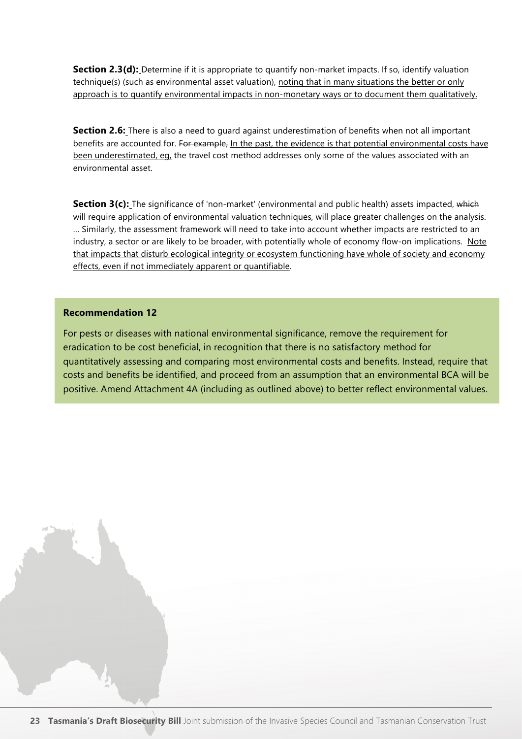**Section 2.3(d):** Determine if it is appropriate to quantify non-market impacts. If so, identify valuation technique(s) (such as environmental asset valuation), <u>noting that in many situations the better or only approach is to quantify environmental impacts in non-monetary ways or to document them qualitatively.</u>

**Section 2.6:** There is also a need to guard against underestimation of benefits when not all important benefits are accounted for. ~~For example,~~ <u>In the past, the evidence is that potential environmental costs have been underestimated, eg,</u> the travel cost method addresses only some of the values associated with an environmental asset.

**Section 3(c):** The significance of 'non-market' (environmental and public health) assets impacted, ~~which will require application of environmental valuation techniques~~, will place greater challenges on the analysis. … Similarly, the assessment framework will need to take into account whether impacts are restricted to an industry, a sector or are likely to be broader, with potentially whole of economy flow-on implications. <u>Note that impacts that disturb ecological integrity or ecosystem functioning have whole of society and economy effects, even if not immediately apparent or quantifiable</u>.

**Recommendation 12**

For pests or diseases with national environmental significance, remove the requirement for eradication to be cost beneficial, in recognition that there is no satisfactory method for quantitatively assessing and comparing most environmental costs and benefits. Instead, require that costs and benefits be identified, and proceed from an assumption that an environmental BCA will be positive. Amend Attachment 4A (including as outlined above) to better reflect environmental values.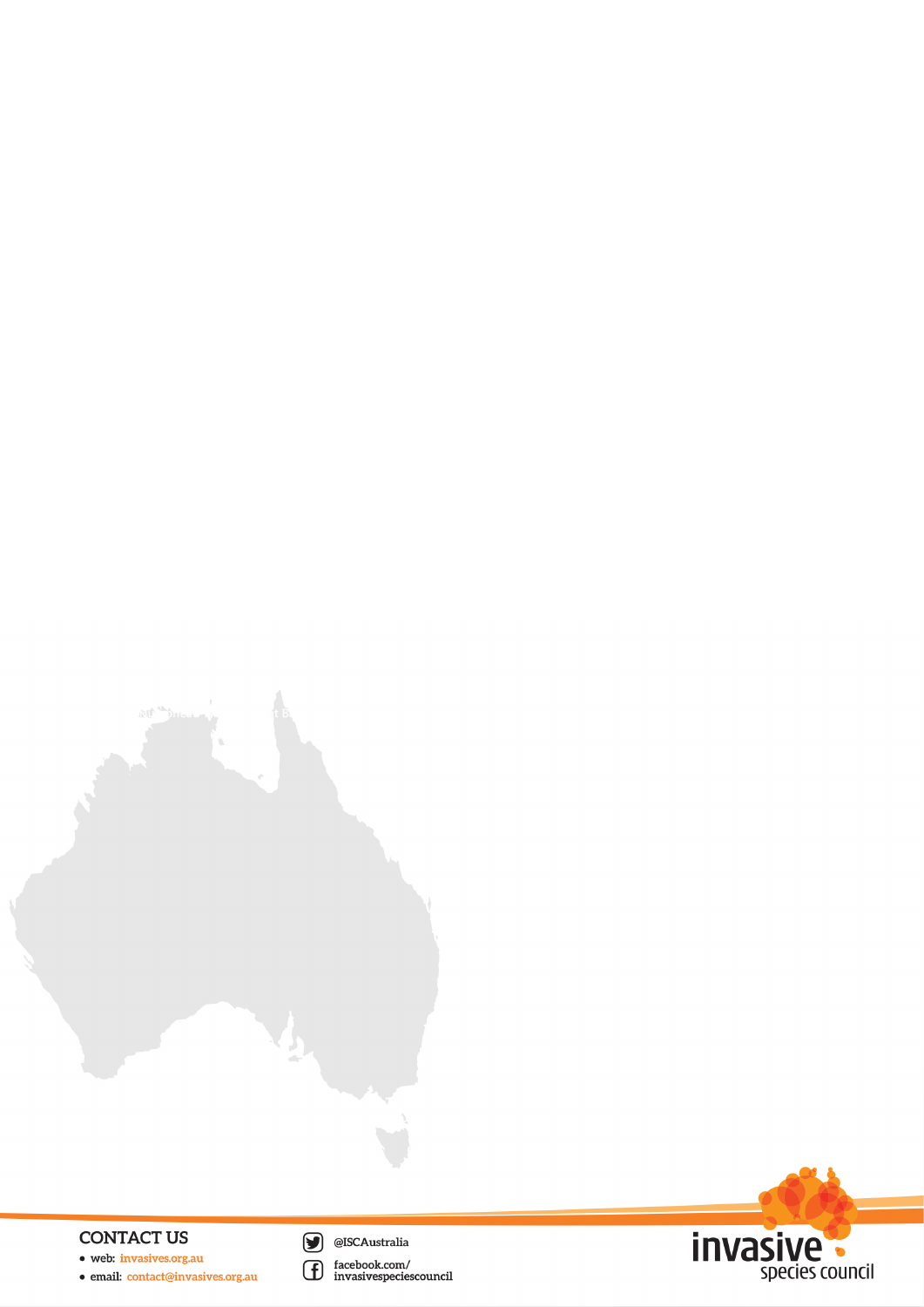## CONTACT US

- web: invasives.org.au
- email: contact@invasives.org.au

@ISCAustralia

facebook.com/
invasivespeciescouncil

invasive species council